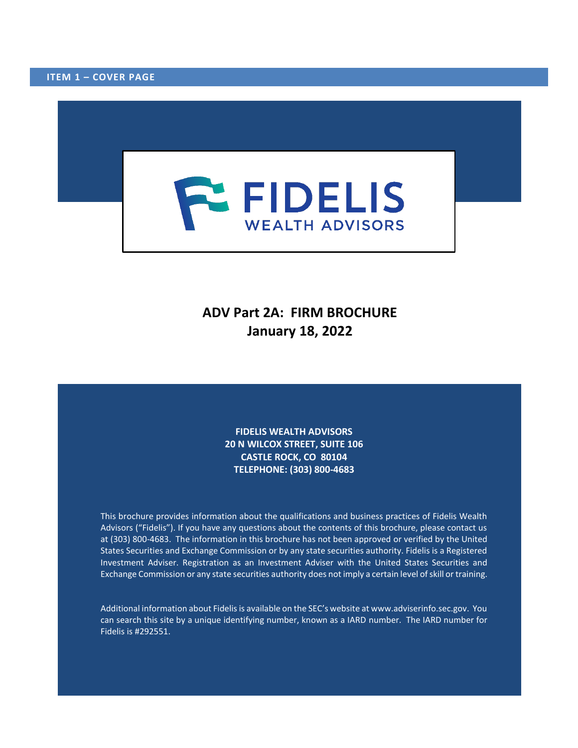## ITEM 1 – COVER PAGE

FIDELIS
WEALTH ADVISORS

# ADV Part 2A: FIRM BROCHURE
# January 18, 2022

**FIDELIS WEALTH ADVISORS**
**20 N WILCOX STREET, SUITE 106**
**CASTLE ROCK, CO 80104**
**TELEPHONE: (303) 800-4683**

This brochure provides information about the qualifications and business practices of Fidelis Wealth Advisors ("Fidelis"). If you have any questions about the contents of this brochure, please contact us at (303) 800-4683. The information in this brochure has not been approved or verified by the United States Securities and Exchange Commission or by any state securities authority. Fidelis is a Registered Investment Adviser. Registration as an Investment Adviser with the United States Securities and Exchange Commission or any state securities authority does not imply a certain level of skill or training.

Additional information about Fidelis is available on the SEC's website at www.adviserinfo.sec.gov. You can search this site by a unique identifying number, known as a IARD number. The IARD number for Fidelis is #292551.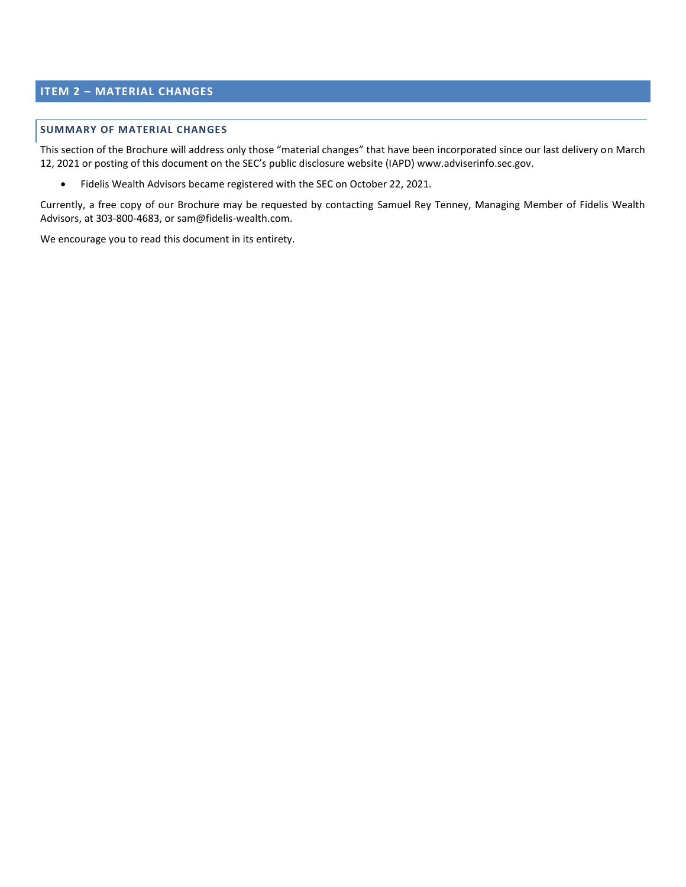## ITEM 2 – MATERIAL CHANGES

### SUMMARY OF MATERIAL CHANGES

This section of the Brochure will address only those "material changes" that have been incorporated since our last delivery on March 12, 2021 or posting of this document on the SEC's public disclosure website (IAPD) www.adviserinfo.sec.gov.

- Fidelis Wealth Advisors became registered with the SEC on October 22, 2021.

Currently, a free copy of our Brochure may be requested by contacting Samuel Rey Tenney, Managing Member of Fidelis Wealth Advisors, at 303-800-4683, or sam@fidelis-wealth.com.

We encourage you to read this document in its entirety.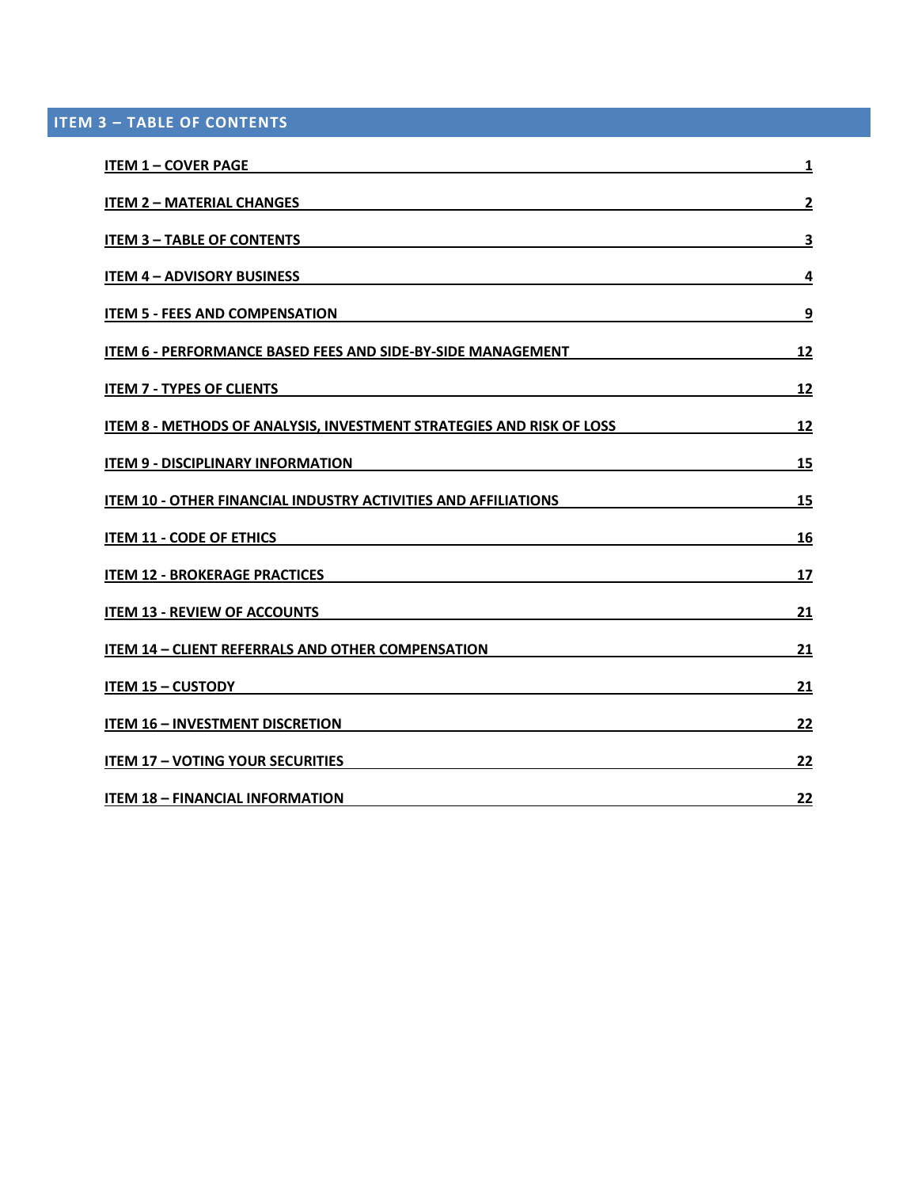## ITEM 3 – TABLE OF CONTENTS

| | |
|---|---|
| ITEM 1 – COVER PAGE | 1 |
| ITEM 2 – MATERIAL CHANGES | 2 |
| ITEM 3 – TABLE OF CONTENTS | 3 |
| ITEM 4 – ADVISORY BUSINESS | 4 |
| ITEM 5 - FEES AND COMPENSATION | 9 |
| ITEM 6 - PERFORMANCE BASED FEES AND SIDE-BY-SIDE MANAGEMENT | 12 |
| ITEM 7 - TYPES OF CLIENTS | 12 |
| ITEM 8 - METHODS OF ANALYSIS, INVESTMENT STRATEGIES AND RISK OF LOSS | 12 |
| ITEM 9 - DISCIPLINARY INFORMATION | 15 |
| ITEM 10 - OTHER FINANCIAL INDUSTRY ACTIVITIES AND AFFILIATIONS | 15 |
| ITEM 11 - CODE OF ETHICS | 16 |
| ITEM 12 - BROKERAGE PRACTICES | 17 |
| ITEM 13 - REVIEW OF ACCOUNTS | 21 |
| ITEM 14 – CLIENT REFERRALS AND OTHER COMPENSATION | 21 |
| ITEM 15 – CUSTODY | 21 |
| ITEM 16 – INVESTMENT DISCRETION | 22 |
| ITEM 17 – VOTING YOUR SECURITIES | 22 |
| ITEM 18 – FINANCIAL INFORMATION | 22 |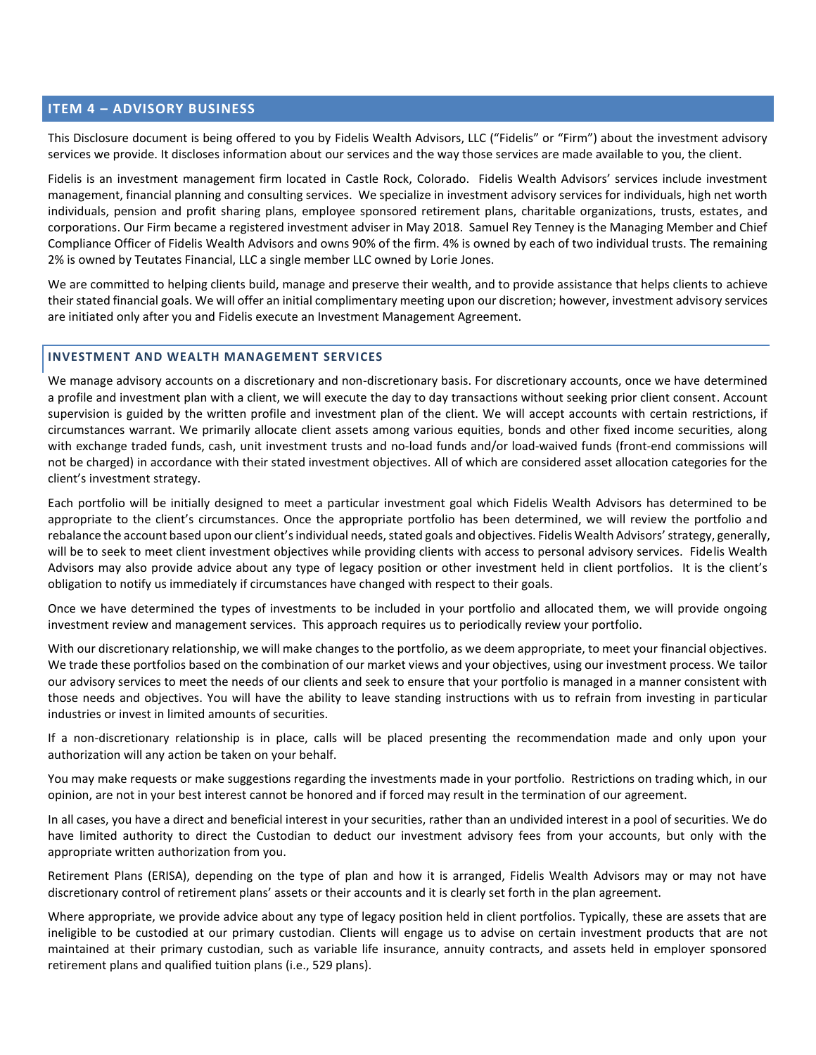## ITEM 4 – ADVISORY BUSINESS

This Disclosure document is being offered to you by Fidelis Wealth Advisors, LLC ("Fidelis" or "Firm") about the investment advisory services we provide. It discloses information about our services and the way those services are made available to you, the client.

Fidelis is an investment management firm located in Castle Rock, Colorado. Fidelis Wealth Advisors' services include investment management, financial planning and consulting services. We specialize in investment advisory services for individuals, high net worth individuals, pension and profit sharing plans, employee sponsored retirement plans, charitable organizations, trusts, estates, and corporations. Our Firm became a registered investment adviser in May 2018. Samuel Rey Tenney is the Managing Member and Chief Compliance Officer of Fidelis Wealth Advisors and owns 90% of the firm. 4% is owned by each of two individual trusts. The remaining 2% is owned by Teutates Financial, LLC a single member LLC owned by Lorie Jones.

We are committed to helping clients build, manage and preserve their wealth, and to provide assistance that helps clients to achieve their stated financial goals. We will offer an initial complimentary meeting upon our discretion; however, investment advisory services are initiated only after you and Fidelis execute an Investment Management Agreement.

### INVESTMENT AND WEALTH MANAGEMENT SERVICES

We manage advisory accounts on a discretionary and non-discretionary basis. For discretionary accounts, once we have determined a profile and investment plan with a client, we will execute the day to day transactions without seeking prior client consent. Account supervision is guided by the written profile and investment plan of the client. We will accept accounts with certain restrictions, if circumstances warrant. We primarily allocate client assets among various equities, bonds and other fixed income securities, along with exchange traded funds, cash, unit investment trusts and no-load funds and/or load-waived funds (front-end commissions will not be charged) in accordance with their stated investment objectives. All of which are considered asset allocation categories for the client's investment strategy.

Each portfolio will be initially designed to meet a particular investment goal which Fidelis Wealth Advisors has determined to be appropriate to the client's circumstances. Once the appropriate portfolio has been determined, we will review the portfolio and rebalance the account based upon our client's individual needs, stated goals and objectives. Fidelis Wealth Advisors' strategy, generally, will be to seek to meet client investment objectives while providing clients with access to personal advisory services. Fidelis Wealth Advisors may also provide advice about any type of legacy position or other investment held in client portfolios. It is the client's obligation to notify us immediately if circumstances have changed with respect to their goals.

Once we have determined the types of investments to be included in your portfolio and allocated them, we will provide ongoing investment review and management services. This approach requires us to periodically review your portfolio.

With our discretionary relationship, we will make changes to the portfolio, as we deem appropriate, to meet your financial objectives. We trade these portfolios based on the combination of our market views and your objectives, using our investment process. We tailor our advisory services to meet the needs of our clients and seek to ensure that your portfolio is managed in a manner consistent with those needs and objectives. You will have the ability to leave standing instructions with us to refrain from investing in particular industries or invest in limited amounts of securities.

If a non-discretionary relationship is in place, calls will be placed presenting the recommendation made and only upon your authorization will any action be taken on your behalf.

You may make requests or make suggestions regarding the investments made in your portfolio. Restrictions on trading which, in our opinion, are not in your best interest cannot be honored and if forced may result in the termination of our agreement.

In all cases, you have a direct and beneficial interest in your securities, rather than an undivided interest in a pool of securities. We do have limited authority to direct the Custodian to deduct our investment advisory fees from your accounts, but only with the appropriate written authorization from you.

Retirement Plans (ERISA), depending on the type of plan and how it is arranged, Fidelis Wealth Advisors may or may not have discretionary control of retirement plans' assets or their accounts and it is clearly set forth in the plan agreement.

Where appropriate, we provide advice about any type of legacy position held in client portfolios. Typically, these are assets that are ineligible to be custodied at our primary custodian. Clients will engage us to advise on certain investment products that are not maintained at their primary custodian, such as variable life insurance, annuity contracts, and assets held in employer sponsored retirement plans and qualified tuition plans (i.e., 529 plans).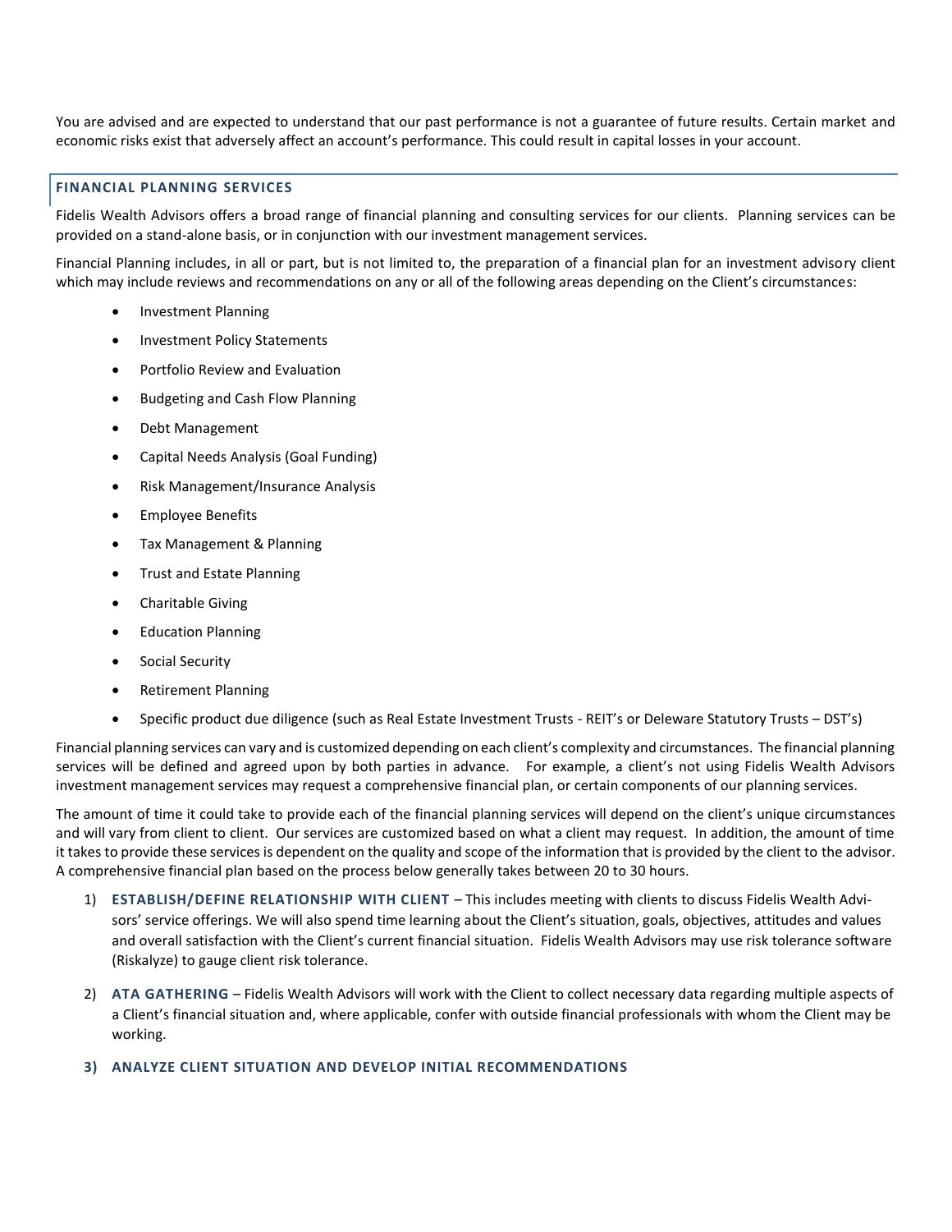You are advised and are expected to understand that our past performance is not a guarantee of future results. Certain market and economic risks exist that adversely affect an account's performance. This could result in capital losses in your account.

## FINANCIAL PLANNING SERVICES

Fidelis Wealth Advisors offers a broad range of financial planning and consulting services for our clients. Planning services can be provided on a stand-alone basis, or in conjunction with our investment management services.

Financial Planning includes, in all or part, but is not limited to, the preparation of a financial plan for an investment advisory client which may include reviews and recommendations on any or all of the following areas depending on the Client's circumstances:

- Investment Planning
- Investment Policy Statements
- Portfolio Review and Evaluation
- Budgeting and Cash Flow Planning
- Debt Management
- Capital Needs Analysis (Goal Funding)
- Risk Management/Insurance Analysis
- Employee Benefits
- Tax Management & Planning
- Trust and Estate Planning
- Charitable Giving
- Education Planning
- Social Security
- Retirement Planning
- Specific product due diligence (such as Real Estate Investment Trusts - REIT's or Deleware Statutory Trusts – DST's)

Financial planning services can vary and is customized depending on each client's complexity and circumstances. The financial planning services will be defined and agreed upon by both parties in advance. For example, a client's not using Fidelis Wealth Advisors investment management services may request a comprehensive financial plan, or certain components of our planning services.

The amount of time it could take to provide each of the financial planning services will depend on the client's unique circumstances and will vary from client to client. Our services are customized based on what a client may request. In addition, the amount of time it takes to provide these services is dependent on the quality and scope of the information that is provided by the client to the advisor. A comprehensive financial plan based on the process below generally takes between 20 to 30 hours.

1) **ESTABLISH/DEFINE RELATIONSHIP WITH CLIENT** – This includes meeting with clients to discuss Fidelis Wealth Advisors' service offerings. We will also spend time learning about the Client's situation, goals, objectives, attitudes and values and overall satisfaction with the Client's current financial situation. Fidelis Wealth Advisors may use risk tolerance software (Riskalyze) to gauge client risk tolerance.

2) **ATA GATHERING** – Fidelis Wealth Advisors will work with the Client to collect necessary data regarding multiple aspects of a Client's financial situation and, where applicable, confer with outside financial professionals with whom the Client may be working.

3) **ANALYZE CLIENT SITUATION AND DEVELOP INITIAL RECOMMENDATIONS**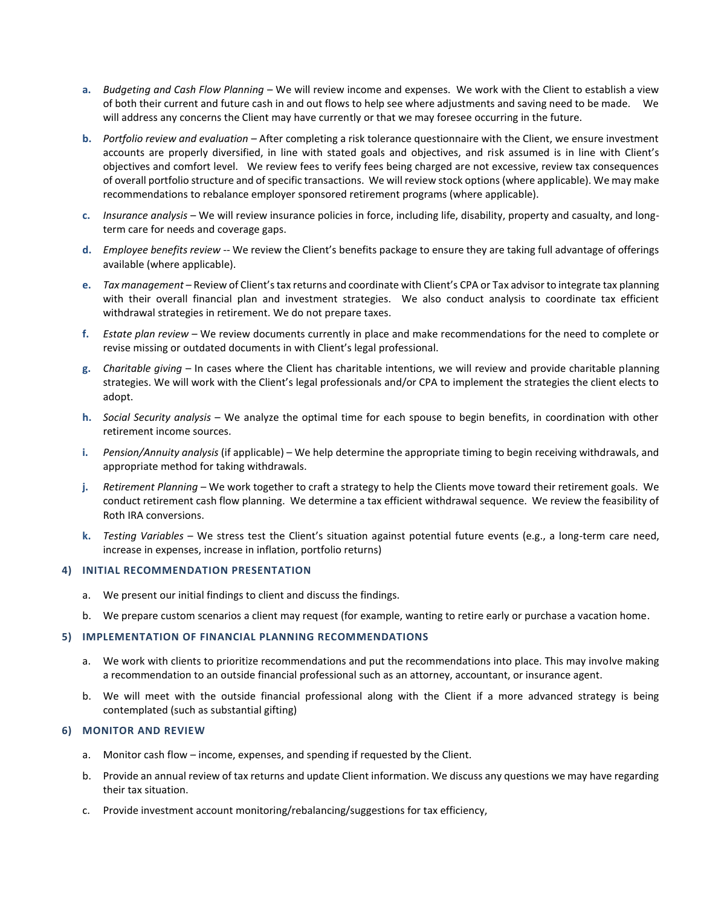a. *Budgeting and Cash Flow Planning* – We will review income and expenses. We work with the Client to establish a view of both their current and future cash in and out flows to help see where adjustments and saving need to be made. We will address any concerns the Client may have currently or that we may foresee occurring in the future.

b. *Portfolio review and evaluation* – After completing a risk tolerance questionnaire with the Client, we ensure investment accounts are properly diversified, in line with stated goals and objectives, and risk assumed is in line with Client's objectives and comfort level. We review fees to verify fees being charged are not excessive, review tax consequences of overall portfolio structure and of specific transactions. We will review stock options (where applicable). We may make recommendations to rebalance employer sponsored retirement programs (where applicable).

c. *Insurance analysis* – We will review insurance policies in force, including life, disability, property and casualty, and long-term care for needs and coverage gaps.

d. *Employee benefits review* -- We review the Client's benefits package to ensure they are taking full advantage of offerings available (where applicable).

e. *Tax management* – Review of Client's tax returns and coordinate with Client's CPA or Tax advisor to integrate tax planning with their overall financial plan and investment strategies. We also conduct analysis to coordinate tax efficient withdrawal strategies in retirement. We do not prepare taxes.

f. *Estate plan review* – We review documents currently in place and make recommendations for the need to complete or revise missing or outdated documents in with Client's legal professional.

g. *Charitable giving* – In cases where the Client has charitable intentions, we will review and provide charitable planning strategies. We will work with the Client's legal professionals and/or CPA to implement the strategies the client elects to adopt.

h. *Social Security analysis* – We analyze the optimal time for each spouse to begin benefits, in coordination with other retirement income sources.

i. *Pension/Annuity analysis* (if applicable) – We help determine the appropriate timing to begin receiving withdrawals, and appropriate method for taking withdrawals.

j. *Retirement Planning* – We work together to craft a strategy to help the Clients move toward their retirement goals. We conduct retirement cash flow planning. We determine a tax efficient withdrawal sequence. We review the feasibility of Roth IRA conversions.

k. *Testing Variables* – We stress test the Client's situation against potential future events (e.g., a long-term care need, increase in expenses, increase in inflation, portfolio returns)

### 4) INITIAL RECOMMENDATION PRESENTATION

a. We present our initial findings to client and discuss the findings.

b. We prepare custom scenarios a client may request (for example, wanting to retire early or purchase a vacation home.

### 5) IMPLEMENTATION OF FINANCIAL PLANNING RECOMMENDATIONS

a. We work with clients to prioritize recommendations and put the recommendations into place. This may involve making a recommendation to an outside financial professional such as an attorney, accountant, or insurance agent.

b. We will meet with the outside financial professional along with the Client if a more advanced strategy is being contemplated (such as substantial gifting)

### 6) MONITOR AND REVIEW

a. Monitor cash flow – income, expenses, and spending if requested by the Client.

b. Provide an annual review of tax returns and update Client information. We discuss any questions we may have regarding their tax situation.

c. Provide investment account monitoring/rebalancing/suggestions for tax efficiency,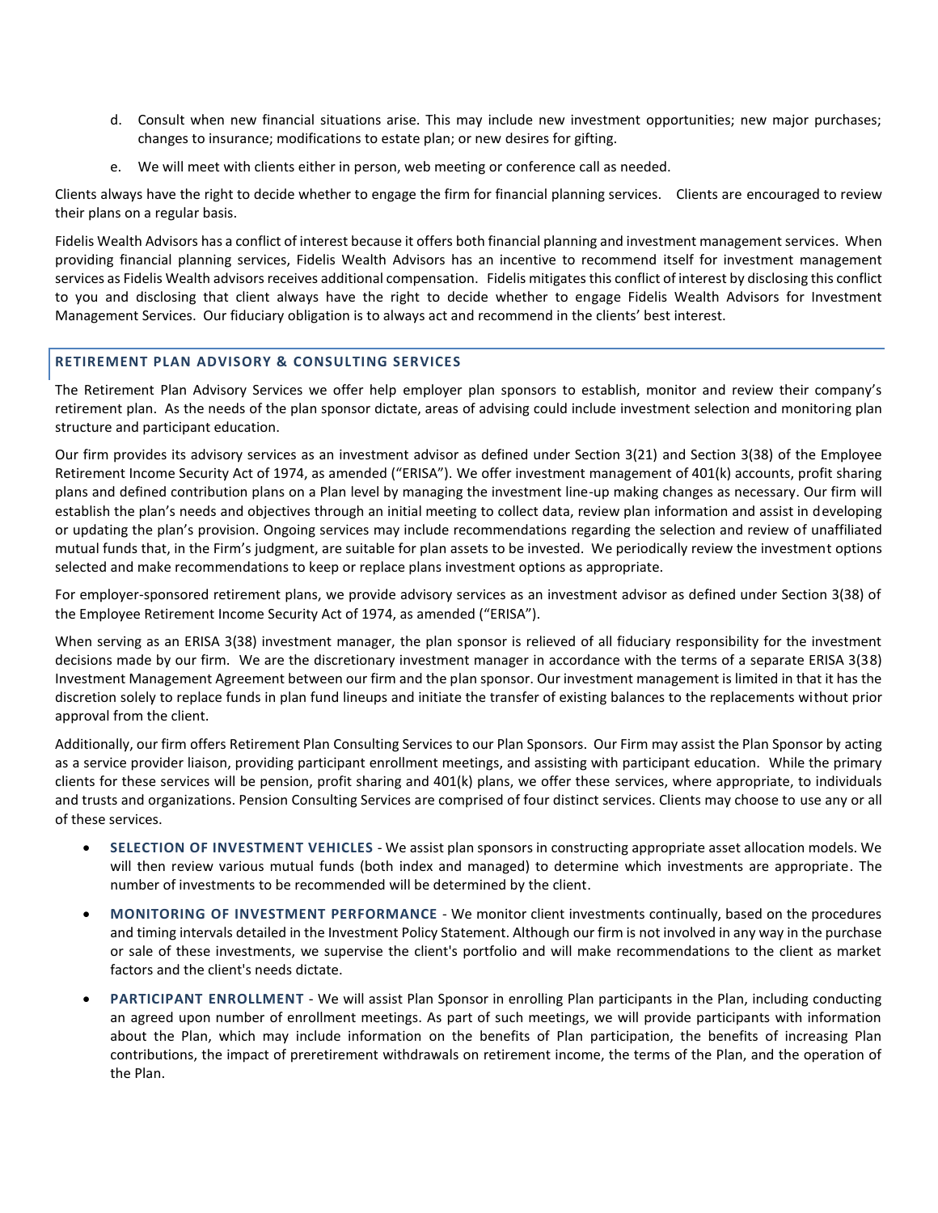d. Consult when new financial situations arise. This may include new investment opportunities; new major purchases; changes to insurance; modifications to estate plan; or new desires for gifting.

e. We will meet with clients either in person, web meeting or conference call as needed.

Clients always have the right to decide whether to engage the firm for financial planning services. Clients are encouraged to review their plans on a regular basis.

Fidelis Wealth Advisors has a conflict of interest because it offers both financial planning and investment management services. When providing financial planning services, Fidelis Wealth Advisors has an incentive to recommend itself for investment management services as Fidelis Wealth advisors receives additional compensation. Fidelis mitigates this conflict of interest by disclosing this conflict to you and disclosing that client always have the right to decide whether to engage Fidelis Wealth Advisors for Investment Management Services. Our fiduciary obligation is to always act and recommend in the clients' best interest.

## RETIREMENT PLAN ADVISORY & CONSULTING SERVICES

The Retirement Plan Advisory Services we offer help employer plan sponsors to establish, monitor and review their company's retirement plan. As the needs of the plan sponsor dictate, areas of advising could include investment selection and monitoring plan structure and participant education.

Our firm provides its advisory services as an investment advisor as defined under Section 3(21) and Section 3(38) of the Employee Retirement Income Security Act of 1974, as amended ("ERISA"). We offer investment management of 401(k) accounts, profit sharing plans and defined contribution plans on a Plan level by managing the investment line-up making changes as necessary. Our firm will establish the plan's needs and objectives through an initial meeting to collect data, review plan information and assist in developing or updating the plan's provision. Ongoing services may include recommendations regarding the selection and review of unaffiliated mutual funds that, in the Firm's judgment, are suitable for plan assets to be invested. We periodically review the investment options selected and make recommendations to keep or replace plans investment options as appropriate.

For employer-sponsored retirement plans, we provide advisory services as an investment advisor as defined under Section 3(38) of the Employee Retirement Income Security Act of 1974, as amended ("ERISA").

When serving as an ERISA 3(38) investment manager, the plan sponsor is relieved of all fiduciary responsibility for the investment decisions made by our firm. We are the discretionary investment manager in accordance with the terms of a separate ERISA 3(38) Investment Management Agreement between our firm and the plan sponsor. Our investment management is limited in that it has the discretion solely to replace funds in plan fund lineups and initiate the transfer of existing balances to the replacements without prior approval from the client.

Additionally, our firm offers Retirement Plan Consulting Services to our Plan Sponsors. Our Firm may assist the Plan Sponsor by acting as a service provider liaison, providing participant enrollment meetings, and assisting with participant education. While the primary clients for these services will be pension, profit sharing and 401(k) plans, we offer these services, where appropriate, to individuals and trusts and organizations. Pension Consulting Services are comprised of four distinct services. Clients may choose to use any or all of these services.

- **SELECTION OF INVESTMENT VEHICLES** - We assist plan sponsors in constructing appropriate asset allocation models. We will then review various mutual funds (both index and managed) to determine which investments are appropriate. The number of investments to be recommended will be determined by the client.
- **MONITORING OF INVESTMENT PERFORMANCE** - We monitor client investments continually, based on the procedures and timing intervals detailed in the Investment Policy Statement. Although our firm is not involved in any way in the purchase or sale of these investments, we supervise the client's portfolio and will make recommendations to the client as market factors and the client's needs dictate.
- **PARTICIPANT ENROLLMENT** - We will assist Plan Sponsor in enrolling Plan participants in the Plan, including conducting an agreed upon number of enrollment meetings. As part of such meetings, we will provide participants with information about the Plan, which may include information on the benefits of Plan participation, the benefits of increasing Plan contributions, the impact of preretirement withdrawals on retirement income, the terms of the Plan, and the operation of the Plan.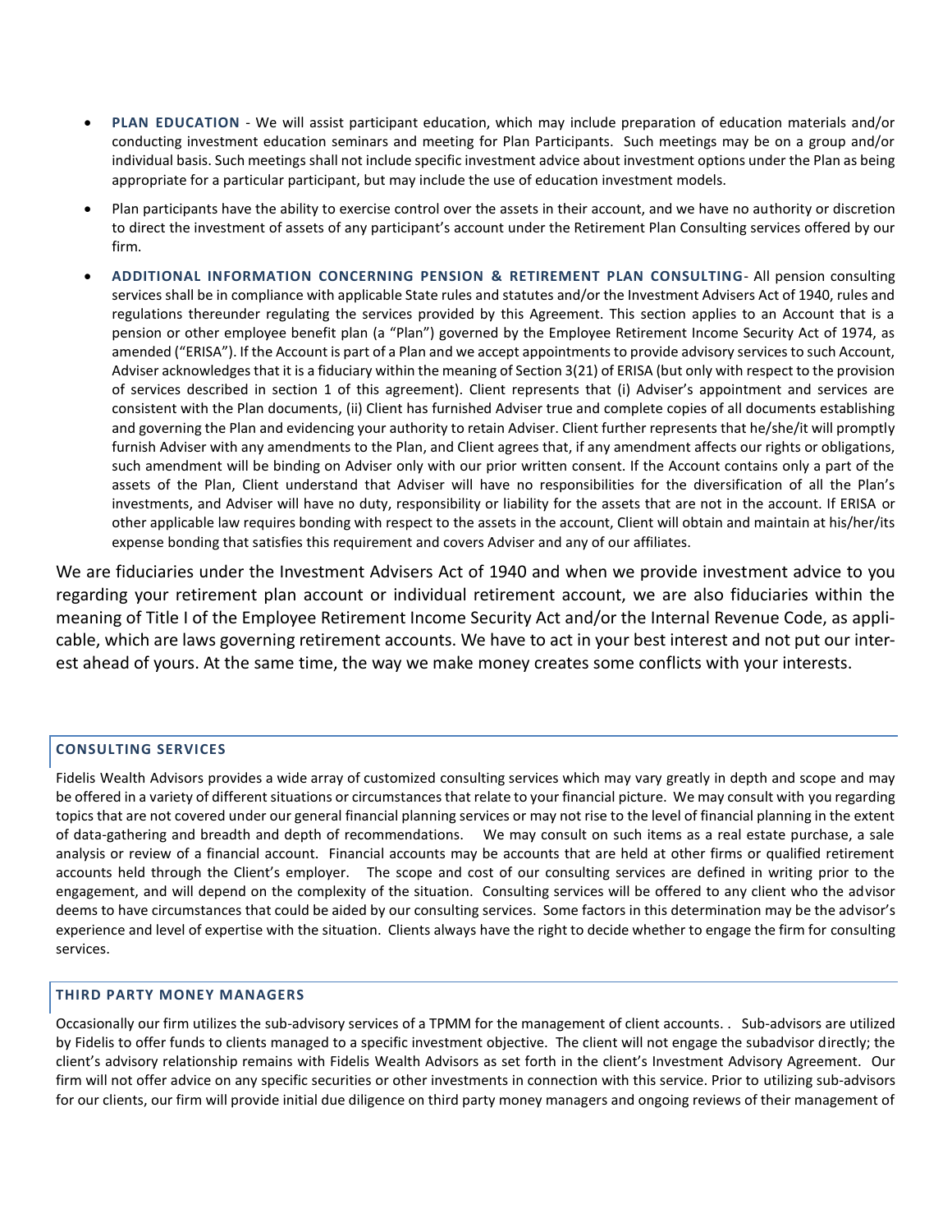- **PLAN EDUCATION** - We will assist participant education, which may include preparation of education materials and/or conducting investment education seminars and meeting for Plan Participants. Such meetings may be on a group and/or individual basis. Such meetings shall not include specific investment advice about investment options under the Plan as being appropriate for a particular participant, but may include the use of education investment models.
- Plan participants have the ability to exercise control over the assets in their account, and we have no authority or discretion to direct the investment of assets of any participant's account under the Retirement Plan Consulting services offered by our firm.
- **ADDITIONAL INFORMATION CONCERNING PENSION & RETIREMENT PLAN CONSULTING**- All pension consulting services shall be in compliance with applicable State rules and statutes and/or the Investment Advisers Act of 1940, rules and regulations thereunder regulating the services provided by this Agreement. This section applies to an Account that is a pension or other employee benefit plan (a "Plan") governed by the Employee Retirement Income Security Act of 1974, as amended ("ERISA"). If the Account is part of a Plan and we accept appointments to provide advisory services to such Account, Adviser acknowledges that it is a fiduciary within the meaning of Section 3(21) of ERISA (but only with respect to the provision of services described in section 1 of this agreement). Client represents that (i) Adviser's appointment and services are consistent with the Plan documents, (ii) Client has furnished Adviser true and complete copies of all documents establishing and governing the Plan and evidencing your authority to retain Adviser. Client further represents that he/she/it will promptly furnish Adviser with any amendments to the Plan, and Client agrees that, if any amendment affects our rights or obligations, such amendment will be binding on Adviser only with our prior written consent. If the Account contains only a part of the assets of the Plan, Client understand that Adviser will have no responsibilities for the diversification of all the Plan's investments, and Adviser will have no duty, responsibility or liability for the assets that are not in the account. If ERISA or other applicable law requires bonding with respect to the assets in the account, Client will obtain and maintain at his/her/its expense bonding that satisfies this requirement and covers Adviser and any of our affiliates.

We are fiduciaries under the Investment Advisers Act of 1940 and when we provide investment advice to you regarding your retirement plan account or individual retirement account, we are also fiduciaries within the meaning of Title I of the Employee Retirement Income Security Act and/or the Internal Revenue Code, as applicable, which are laws governing retirement accounts. We have to act in your best interest and not put our interest ahead of yours. At the same time, the way we make money creates some conflicts with your interests.

#### CONSULTING SERVICES

Fidelis Wealth Advisors provides a wide array of customized consulting services which may vary greatly in depth and scope and may be offered in a variety of different situations or circumstances that relate to your financial picture. We may consult with you regarding topics that are not covered under our general financial planning services or may not rise to the level of financial planning in the extent of data-gathering and breadth and depth of recommendations. We may consult on such items as a real estate purchase, a sale analysis or review of a financial account. Financial accounts may be accounts that are held at other firms or qualified retirement accounts held through the Client's employer. The scope and cost of our consulting services are defined in writing prior to the engagement, and will depend on the complexity of the situation. Consulting services will be offered to any client who the advisor deems to have circumstances that could be aided by our consulting services. Some factors in this determination may be the advisor's experience and level of expertise with the situation. Clients always have the right to decide whether to engage the firm for consulting services.

#### THIRD PARTY MONEY MANAGERS

Occasionally our firm utilizes the sub-advisory services of a TPMM for the management of client accounts. . Sub-advisors are utilized by Fidelis to offer funds to clients managed to a specific investment objective. The client will not engage the subadvisor directly; the client's advisory relationship remains with Fidelis Wealth Advisors as set forth in the client's Investment Advisory Agreement. Our firm will not offer advice on any specific securities or other investments in connection with this service. Prior to utilizing sub-advisors for our clients, our firm will provide initial due diligence on third party money managers and ongoing reviews of their management of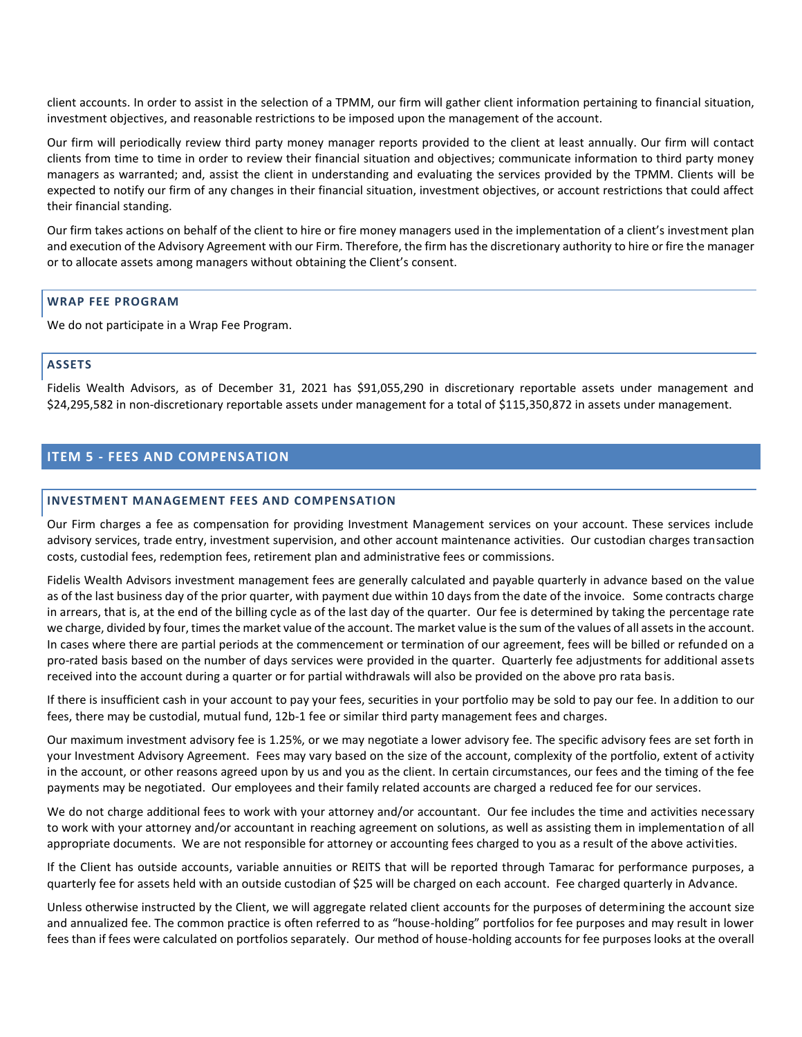client accounts. In order to assist in the selection of a TPMM, our firm will gather client information pertaining to financial situation, investment objectives, and reasonable restrictions to be imposed upon the management of the account.

Our firm will periodically review third party money manager reports provided to the client at least annually. Our firm will contact clients from time to time in order to review their financial situation and objectives; communicate information to third party money managers as warranted; and, assist the client in understanding and evaluating the services provided by the TPMM. Clients will be expected to notify our firm of any changes in their financial situation, investment objectives, or account restrictions that could affect their financial standing.

Our firm takes actions on behalf of the client to hire or fire money managers used in the implementation of a client's investment plan and execution of the Advisory Agreement with our Firm. Therefore, the firm has the discretionary authority to hire or fire the manager or to allocate assets among managers without obtaining the Client's consent.

### WRAP FEE PROGRAM

We do not participate in a Wrap Fee Program.

### ASSETS

Fidelis Wealth Advisors, as of December 31, 2021 has $91,055,290 in discretionary reportable assets under management and $24,295,582 in non-discretionary reportable assets under management for a total of $115,350,872 in assets under management.

## ITEM 5 - FEES AND COMPENSATION

### INVESTMENT MANAGEMENT FEES AND COMPENSATION

Our Firm charges a fee as compensation for providing Investment Management services on your account. These services include advisory services, trade entry, investment supervision, and other account maintenance activities. Our custodian charges transaction costs, custodial fees, redemption fees, retirement plan and administrative fees or commissions.

Fidelis Wealth Advisors investment management fees are generally calculated and payable quarterly in advance based on the value as of the last business day of the prior quarter, with payment due within 10 days from the date of the invoice. Some contracts charge in arrears, that is, at the end of the billing cycle as of the last day of the quarter. Our fee is determined by taking the percentage rate we charge, divided by four, times the market value of the account. The market value is the sum of the values of all assets in the account. In cases where there are partial periods at the commencement or termination of our agreement, fees will be billed or refunded on a pro-rated basis based on the number of days services were provided in the quarter. Quarterly fee adjustments for additional assets received into the account during a quarter or for partial withdrawals will also be provided on the above pro rata basis.

If there is insufficient cash in your account to pay your fees, securities in your portfolio may be sold to pay our fee. In addition to our fees, there may be custodial, mutual fund, 12b-1 fee or similar third party management fees and charges.

Our maximum investment advisory fee is 1.25%, or we may negotiate a lower advisory fee. The specific advisory fees are set forth in your Investment Advisory Agreement. Fees may vary based on the size of the account, complexity of the portfolio, extent of activity in the account, or other reasons agreed upon by us and you as the client. In certain circumstances, our fees and the timing of the fee payments may be negotiated. Our employees and their family related accounts are charged a reduced fee for our services.

We do not charge additional fees to work with your attorney and/or accountant. Our fee includes the time and activities necessary to work with your attorney and/or accountant in reaching agreement on solutions, as well as assisting them in implementation of all appropriate documents. We are not responsible for attorney or accounting fees charged to you as a result of the above activities.

If the Client has outside accounts, variable annuities or REITS that will be reported through Tamarac for performance purposes, a quarterly fee for assets held with an outside custodian of $25 will be charged on each account. Fee charged quarterly in Advance.

Unless otherwise instructed by the Client, we will aggregate related client accounts for the purposes of determining the account size and annualized fee. The common practice is often referred to as "house-holding" portfolios for fee purposes and may result in lower fees than if fees were calculated on portfolios separately. Our method of house-holding accounts for fee purposes looks at the overall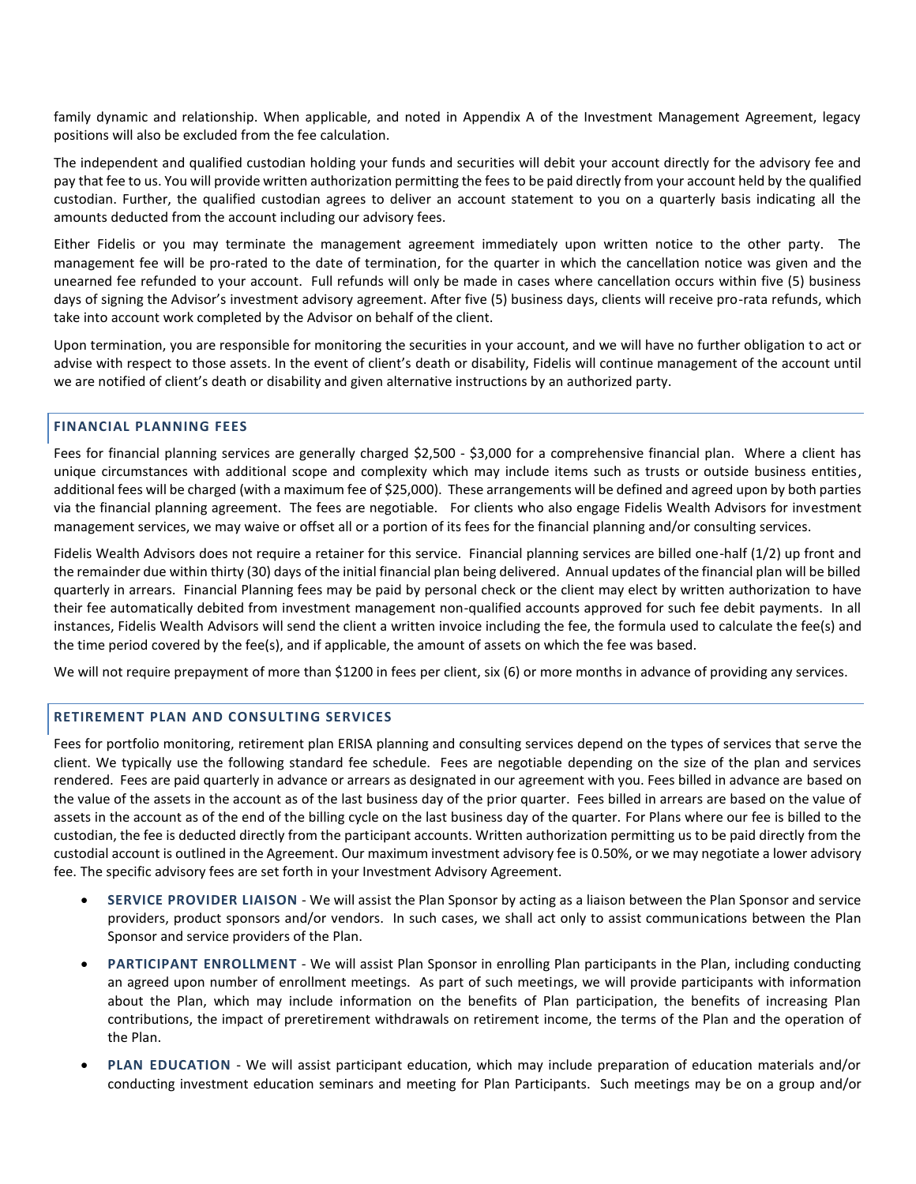family dynamic and relationship. When applicable, and noted in Appendix A of the Investment Management Agreement, legacy positions will also be excluded from the fee calculation.

The independent and qualified custodian holding your funds and securities will debit your account directly for the advisory fee and pay that fee to us. You will provide written authorization permitting the fees to be paid directly from your account held by the qualified custodian. Further, the qualified custodian agrees to deliver an account statement to you on a quarterly basis indicating all the amounts deducted from the account including our advisory fees.

Either Fidelis or you may terminate the management agreement immediately upon written notice to the other party. The management fee will be pro-rated to the date of termination, for the quarter in which the cancellation notice was given and the unearned fee refunded to your account. Full refunds will only be made in cases where cancellation occurs within five (5) business days of signing the Advisor's investment advisory agreement. After five (5) business days, clients will receive pro-rata refunds, which take into account work completed by the Advisor on behalf of the client.

Upon termination, you are responsible for monitoring the securities in your account, and we will have no further obligation to act or advise with respect to those assets. In the event of client's death or disability, Fidelis will continue management of the account until we are notified of client's death or disability and given alternative instructions by an authorized party.

## FINANCIAL PLANNING FEES

Fees for financial planning services are generally charged \$2,500 - \$3,000 for a comprehensive financial plan. Where a client has unique circumstances with additional scope and complexity which may include items such as trusts or outside business entities, additional fees will be charged (with a maximum fee of \$25,000). These arrangements will be defined and agreed upon by both parties via the financial planning agreement. The fees are negotiable. For clients who also engage Fidelis Wealth Advisors for investment management services, we may waive or offset all or a portion of its fees for the financial planning and/or consulting services.

Fidelis Wealth Advisors does not require a retainer for this service. Financial planning services are billed one-half (1/2) up front and the remainder due within thirty (30) days of the initial financial plan being delivered. Annual updates of the financial plan will be billed quarterly in arrears. Financial Planning fees may be paid by personal check or the client may elect by written authorization to have their fee automatically debited from investment management non-qualified accounts approved for such fee debit payments. In all instances, Fidelis Wealth Advisors will send the client a written invoice including the fee, the formula used to calculate the fee(s) and the time period covered by the fee(s), and if applicable, the amount of assets on which the fee was based.

We will not require prepayment of more than \$1200 in fees per client, six (6) or more months in advance of providing any services.

## RETIREMENT PLAN AND CONSULTING SERVICES

Fees for portfolio monitoring, retirement plan ERISA planning and consulting services depend on the types of services that serve the client. We typically use the following standard fee schedule. Fees are negotiable depending on the size of the plan and services rendered. Fees are paid quarterly in advance or arrears as designated in our agreement with you. Fees billed in advance are based on the value of the assets in the account as of the last business day of the prior quarter. Fees billed in arrears are based on the value of assets in the account as of the end of the billing cycle on the last business day of the quarter. For Plans where our fee is billed to the custodian, the fee is deducted directly from the participant accounts. Written authorization permitting us to be paid directly from the custodial account is outlined in the Agreement. Our maximum investment advisory fee is 0.50%, or we may negotiate a lower advisory fee. The specific advisory fees are set forth in your Investment Advisory Agreement.

- **SERVICE PROVIDER LIAISON** - We will assist the Plan Sponsor by acting as a liaison between the Plan Sponsor and service providers, product sponsors and/or vendors. In such cases, we shall act only to assist communications between the Plan Sponsor and service providers of the Plan.
- **PARTICIPANT ENROLLMENT** - We will assist Plan Sponsor in enrolling Plan participants in the Plan, including conducting an agreed upon number of enrollment meetings. As part of such meetings, we will provide participants with information about the Plan, which may include information on the benefits of Plan participation, the benefits of increasing Plan contributions, the impact of preretirement withdrawals on retirement income, the terms of the Plan and the operation of the Plan.
- **PLAN EDUCATION** - We will assist participant education, which may include preparation of education materials and/or conducting investment education seminars and meeting for Plan Participants. Such meetings may be on a group and/or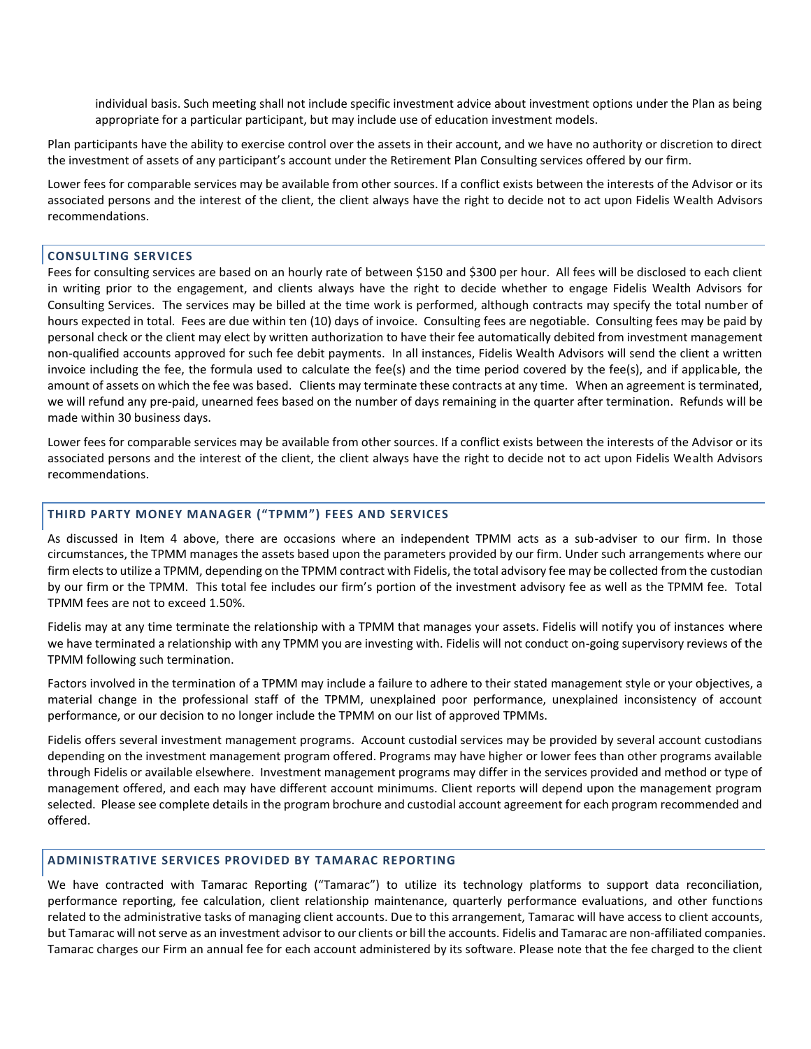individual basis. Such meeting shall not include specific investment advice about investment options under the Plan as being appropriate for a particular participant, but may include use of education investment models.

Plan participants have the ability to exercise control over the assets in their account, and we have no authority or discretion to direct the investment of assets of any participant's account under the Retirement Plan Consulting services offered by our firm.

Lower fees for comparable services may be available from other sources. If a conflict exists between the interests of the Advisor or its associated persons and the interest of the client, the client always have the right to decide not to act upon Fidelis Wealth Advisors recommendations.

## CONSULTING SERVICES

Fees for consulting services are based on an hourly rate of between $150 and $300 per hour. All fees will be disclosed to each client in writing prior to the engagement, and clients always have the right to decide whether to engage Fidelis Wealth Advisors for Consulting Services. The services may be billed at the time work is performed, although contracts may specify the total number of hours expected in total. Fees are due within ten (10) days of invoice. Consulting fees are negotiable. Consulting fees may be paid by personal check or the client may elect by written authorization to have their fee automatically debited from investment management non-qualified accounts approved for such fee debit payments. In all instances, Fidelis Wealth Advisors will send the client a written invoice including the fee, the formula used to calculate the fee(s) and the time period covered by the fee(s), and if applicable, the amount of assets on which the fee was based. Clients may terminate these contracts at any time. When an agreement is terminated, we will refund any pre-paid, unearned fees based on the number of days remaining in the quarter after termination. Refunds will be made within 30 business days.

Lower fees for comparable services may be available from other sources. If a conflict exists between the interests of the Advisor or its associated persons and the interest of the client, the client always have the right to decide not to act upon Fidelis Wealth Advisors recommendations.

## THIRD PARTY MONEY MANAGER ("TPMM") FEES AND SERVICES

As discussed in Item 4 above, there are occasions where an independent TPMM acts as a sub-adviser to our firm. In those circumstances, the TPMM manages the assets based upon the parameters provided by our firm. Under such arrangements where our firm elects to utilize a TPMM, depending on the TPMM contract with Fidelis, the total advisory fee may be collected from the custodian by our firm or the TPMM. This total fee includes our firm's portion of the investment advisory fee as well as the TPMM fee. Total TPMM fees are not to exceed 1.50%.

Fidelis may at any time terminate the relationship with a TPMM that manages your assets. Fidelis will notify you of instances where we have terminated a relationship with any TPMM you are investing with. Fidelis will not conduct on-going supervisory reviews of the TPMM following such termination.

Factors involved in the termination of a TPMM may include a failure to adhere to their stated management style or your objectives, a material change in the professional staff of the TPMM, unexplained poor performance, unexplained inconsistency of account performance, or our decision to no longer include the TPMM on our list of approved TPMMs.

Fidelis offers several investment management programs. Account custodial services may be provided by several account custodians depending on the investment management program offered. Programs may have higher or lower fees than other programs available through Fidelis or available elsewhere. Investment management programs may differ in the services provided and method or type of management offered, and each may have different account minimums. Client reports will depend upon the management program selected. Please see complete details in the program brochure and custodial account agreement for each program recommended and offered.

## ADMINISTRATIVE SERVICES PROVIDED BY TAMARAC REPORTING

We have contracted with Tamarac Reporting ("Tamarac") to utilize its technology platforms to support data reconciliation, performance reporting, fee calculation, client relationship maintenance, quarterly performance evaluations, and other functions related to the administrative tasks of managing client accounts. Due to this arrangement, Tamarac will have access to client accounts, but Tamarac will not serve as an investment advisor to our clients or bill the accounts. Fidelis and Tamarac are non-affiliated companies. Tamarac charges our Firm an annual fee for each account administered by its software. Please note that the fee charged to the client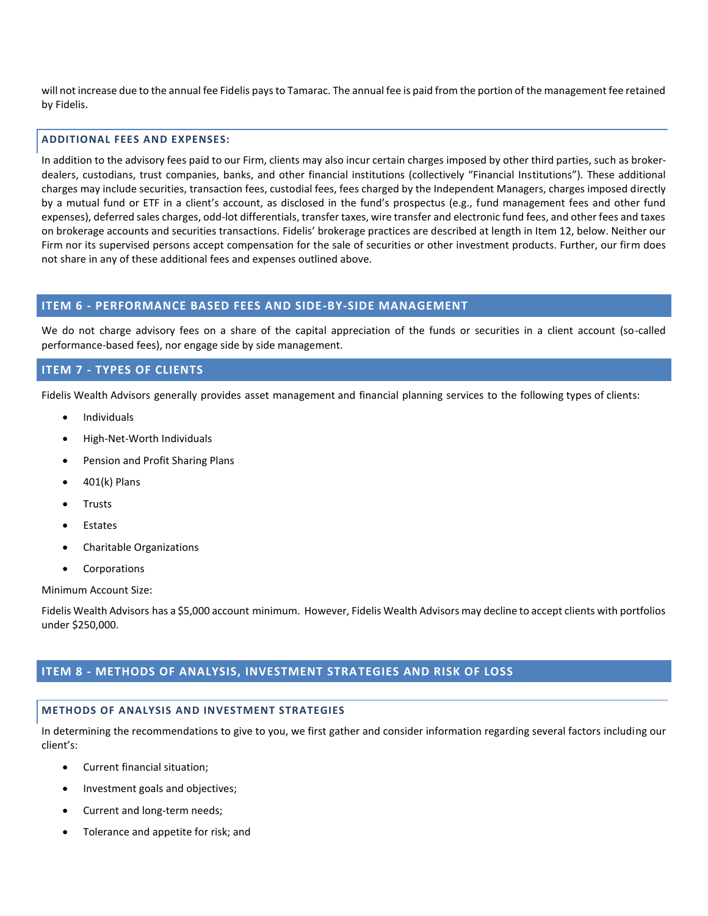will not increase due to the annual fee Fidelis pays to Tamarac. The annual fee is paid from the portion of the management fee retained by Fidelis.

### ADDITIONAL FEES AND EXPENSES:

In addition to the advisory fees paid to our Firm, clients may also incur certain charges imposed by other third parties, such as broker-dealers, custodians, trust companies, banks, and other financial institutions (collectively "Financial Institutions"). These additional charges may include securities, transaction fees, custodial fees, fees charged by the Independent Managers, charges imposed directly by a mutual fund or ETF in a client's account, as disclosed in the fund's prospectus (e.g., fund management fees and other fund expenses), deferred sales charges, odd-lot differentials, transfer taxes, wire transfer and electronic fund fees, and other fees and taxes on brokerage accounts and securities transactions. Fidelis' brokerage practices are described at length in Item 12, below. Neither our Firm nor its supervised persons accept compensation for the sale of securities or other investment products. Further, our firm does not share in any of these additional fees and expenses outlined above.

## ITEM 6 - PERFORMANCE BASED FEES AND SIDE-BY-SIDE MANAGEMENT

We do not charge advisory fees on a share of the capital appreciation of the funds or securities in a client account (so-called performance-based fees), nor engage side by side management.

## ITEM 7 - TYPES OF CLIENTS

Fidelis Wealth Advisors generally provides asset management and financial planning services to the following types of clients:

- Individuals
- High-Net-Worth Individuals
- Pension and Profit Sharing Plans
- 401(k) Plans
- Trusts
- Estates
- Charitable Organizations
- Corporations

Minimum Account Size:

Fidelis Wealth Advisors has a $5,000 account minimum. However, Fidelis Wealth Advisors may decline to accept clients with portfolios under $250,000.

## ITEM 8 - METHODS OF ANALYSIS, INVESTMENT STRATEGIES AND RISK OF LOSS

### METHODS OF ANALYSIS AND INVESTMENT STRATEGIES

In determining the recommendations to give to you, we first gather and consider information regarding several factors including our client's:

- Current financial situation;
- Investment goals and objectives;
- Current and long-term needs;
- Tolerance and appetite for risk; and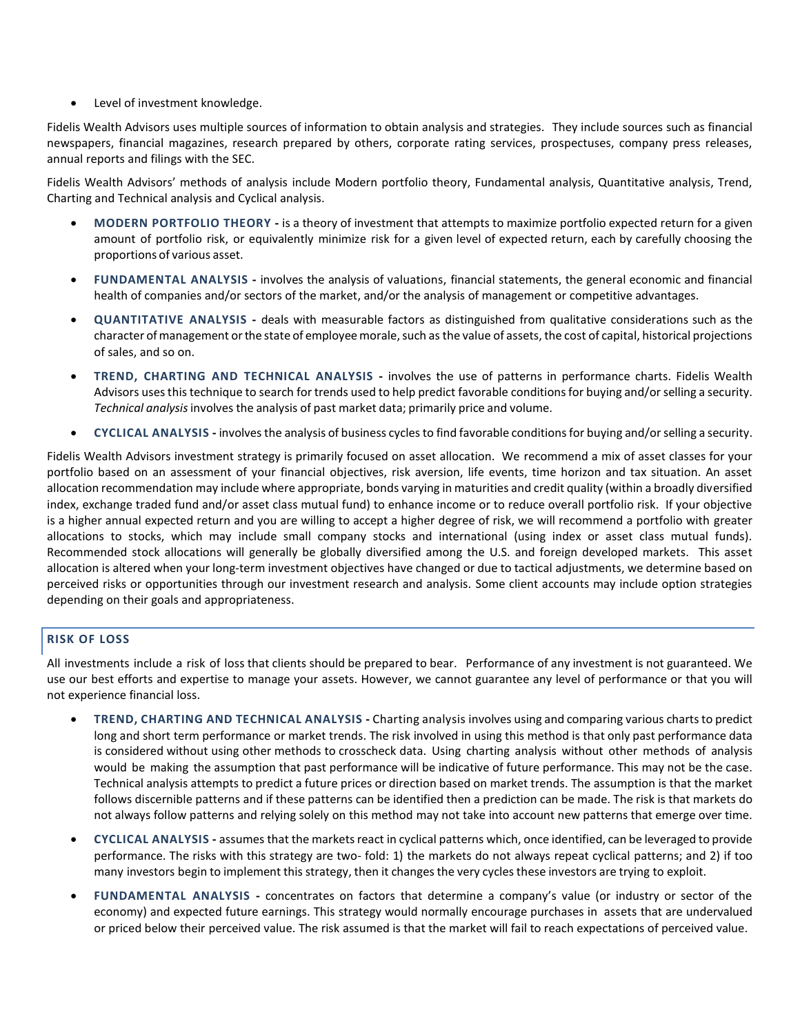- Level of investment knowledge.

Fidelis Wealth Advisors uses multiple sources of information to obtain analysis and strategies. They include sources such as financial newspapers, financial magazines, research prepared by others, corporate rating services, prospectuses, company press releases, annual reports and filings with the SEC.

Fidelis Wealth Advisors' methods of analysis include Modern portfolio theory, Fundamental analysis, Quantitative analysis, Trend, Charting and Technical analysis and Cyclical analysis.

- **MODERN PORTFOLIO THEORY -** is a theory of investment that attempts to maximize portfolio expected return for a given amount of portfolio risk, or equivalently minimize risk for a given level of expected return, each by carefully choosing the proportions of various asset.
- **FUNDAMENTAL ANALYSIS -** involves the analysis of valuations, financial statements, the general economic and financial health of companies and/or sectors of the market, and/or the analysis of management or competitive advantages.
- **QUANTITATIVE ANALYSIS -** deals with measurable factors as distinguished from qualitative considerations such as the character of management or the state of employee morale, such as the value of assets, the cost of capital, historical projections of sales, and so on.
- **TREND, CHARTING AND TECHNICAL ANALYSIS -** involves the use of patterns in performance charts. Fidelis Wealth Advisors uses this technique to search for trends used to help predict favorable conditions for buying and/or selling a security. *Technical analysis* involves the analysis of past market data; primarily price and volume.
- **CYCLICAL ANALYSIS -** involves the analysis of business cycles to find favorable conditions for buying and/or selling a security.

Fidelis Wealth Advisors investment strategy is primarily focused on asset allocation. We recommend a mix of asset classes for your portfolio based on an assessment of your financial objectives, risk aversion, life events, time horizon and tax situation. An asset allocation recommendation may include where appropriate, bonds varying in maturities and credit quality (within a broadly diversified index, exchange traded fund and/or asset class mutual fund) to enhance income or to reduce overall portfolio risk. If your objective is a higher annual expected return and you are willing to accept a higher degree of risk, we will recommend a portfolio with greater allocations to stocks, which may include small company stocks and international (using index or asset class mutual funds). Recommended stock allocations will generally be globally diversified among the U.S. and foreign developed markets. This asset allocation is altered when your long-term investment objectives have changed or due to tactical adjustments, we determine based on perceived risks or opportunities through our investment research and analysis. Some client accounts may include option strategies depending on their goals and appropriateness.

## RISK OF LOSS

All investments include a risk of loss that clients should be prepared to bear. Performance of any investment is not guaranteed. We use our best efforts and expertise to manage your assets. However, we cannot guarantee any level of performance or that you will not experience financial loss.

- **TREND, CHARTING AND TECHNICAL ANALYSIS -** Charting analysis involves using and comparing various charts to predict long and short term performance or market trends. The risk involved in using this method is that only past performance data is considered without using other methods to crosscheck data. Using charting analysis without other methods of analysis would be making the assumption that past performance will be indicative of future performance. This may not be the case. Technical analysis attempts to predict a future prices or direction based on market trends. The assumption is that the market follows discernible patterns and if these patterns can be identified then a prediction can be made. The risk is that markets do not always follow patterns and relying solely on this method may not take into account new patterns that emerge over time.
- **CYCLICAL ANALYSIS -** assumes that the markets react in cyclical patterns which, once identified, can be leveraged to provide performance. The risks with this strategy are two- fold: 1) the markets do not always repeat cyclical patterns; and 2) if too many investors begin to implement this strategy, then it changes the very cycles these investors are trying to exploit.
- **FUNDAMENTAL ANALYSIS -** concentrates on factors that determine a company's value (or industry or sector of the economy) and expected future earnings. This strategy would normally encourage purchases in assets that are undervalued or priced below their perceived value. The risk assumed is that the market will fail to reach expectations of perceived value.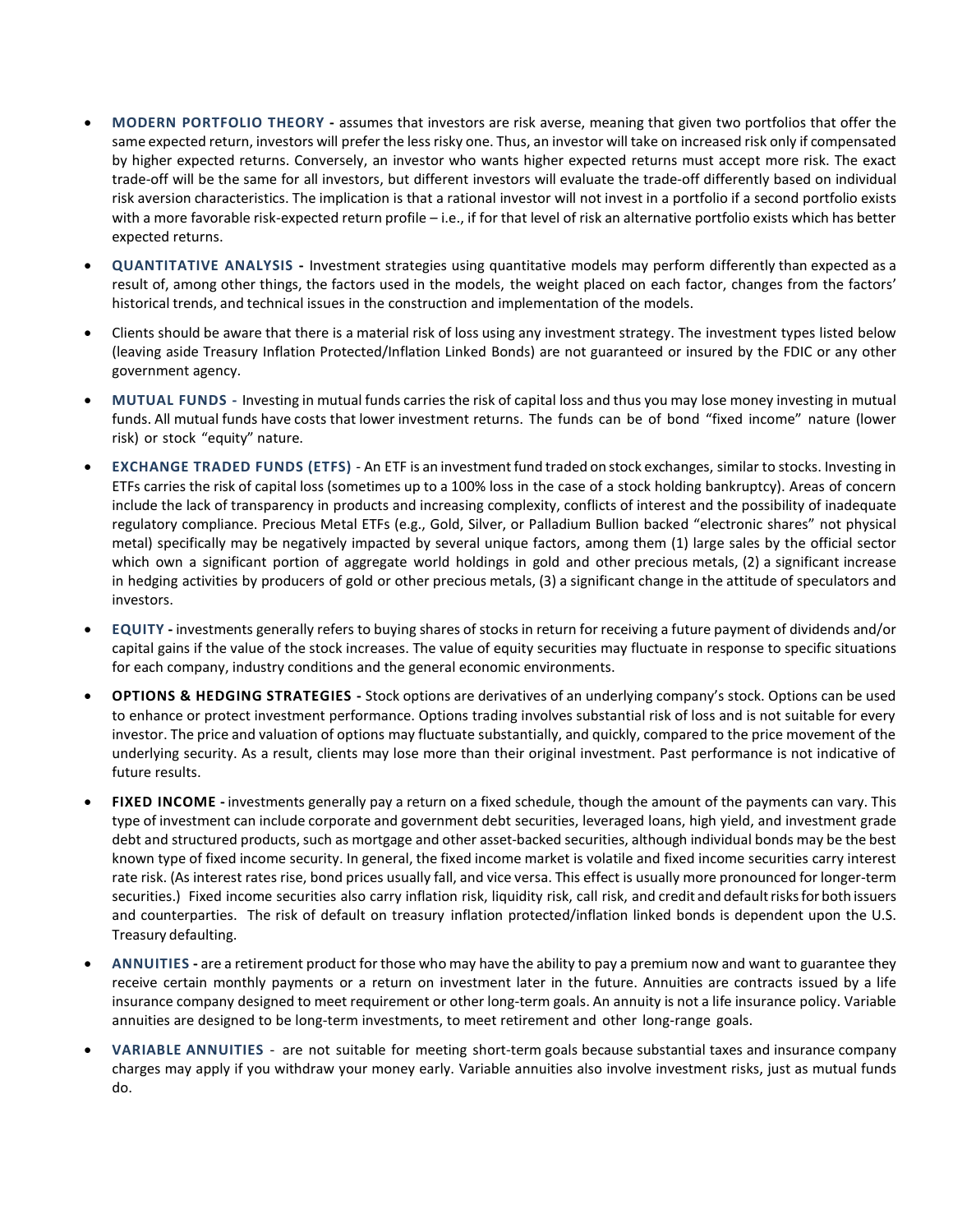- **MODERN PORTFOLIO THEORY -** assumes that investors are risk averse, meaning that given two portfolios that offer the same expected return, investors will prefer the less risky one. Thus, an investor will take on increased risk only if compensated by higher expected returns. Conversely, an investor who wants higher expected returns must accept more risk. The exact trade-off will be the same for all investors, but different investors will evaluate the trade-off differently based on individual risk aversion characteristics. The implication is that a rational investor will not invest in a portfolio if a second portfolio exists with a more favorable risk-expected return profile – i.e., if for that level of risk an alternative portfolio exists which has better expected returns.

- **QUANTITATIVE ANALYSIS -** Investment strategies using quantitative models may perform differently than expected as a result of, among other things, the factors used in the models, the weight placed on each factor, changes from the factors' historical trends, and technical issues in the construction and implementation of the models.

- Clients should be aware that there is a material risk of loss using any investment strategy. The investment types listed below (leaving aside Treasury Inflation Protected/Inflation Linked Bonds) are not guaranteed or insured by the FDIC or any other government agency.

- **MUTUAL FUNDS -** Investing in mutual funds carries the risk of capital loss and thus you may lose money investing in mutual funds. All mutual funds have costs that lower investment returns. The funds can be of bond "fixed income" nature (lower risk) or stock "equity" nature.

- **EXCHANGE TRADED FUNDS (ETFS)** - An ETF is an investment fund traded on stock exchanges, similar to stocks. Investing in ETFs carries the risk of capital loss (sometimes up to a 100% loss in the case of a stock holding bankruptcy). Areas of concern include the lack of transparency in products and increasing complexity, conflicts of interest and the possibility of inadequate regulatory compliance. Precious Metal ETFs (e.g., Gold, Silver, or Palladium Bullion backed "electronic shares" not physical metal) specifically may be negatively impacted by several unique factors, among them (1) large sales by the official sector which own a significant portion of aggregate world holdings in gold and other precious metals, (2) a significant increase in hedging activities by producers of gold or other precious metals, (3) a significant change in the attitude of speculators and investors.

- **EQUITY -** investments generally refers to buying shares of stocks in return for receiving a future payment of dividends and/or capital gains if the value of the stock increases. The value of equity securities may fluctuate in response to specific situations for each company, industry conditions and the general economic environments.

- **OPTIONS & HEDGING STRATEGIES -** Stock options are derivatives of an underlying company's stock. Options can be used to enhance or protect investment performance. Options trading involves substantial risk of loss and is not suitable for every investor. The price and valuation of options may fluctuate substantially, and quickly, compared to the price movement of the underlying security. As a result, clients may lose more than their original investment. Past performance is not indicative of future results.

- **FIXED INCOME -** investments generally pay a return on a fixed schedule, though the amount of the payments can vary. This type of investment can include corporate and government debt securities, leveraged loans, high yield, and investment grade debt and structured products, such as mortgage and other asset-backed securities, although individual bonds may be the best known type of fixed income security. In general, the fixed income market is volatile and fixed income securities carry interest rate risk. (As interest rates rise, bond prices usually fall, and vice versa. This effect is usually more pronounced for longer-term securities.) Fixed income securities also carry inflation risk, liquidity risk, call risk, and credit and default risks for both issuers and counterparties. The risk of default on treasury inflation protected/inflation linked bonds is dependent upon the U.S. Treasury defaulting.

- **ANNUITIES -** are a retirement product for those who may have the ability to pay a premium now and want to guarantee they receive certain monthly payments or a return on investment later in the future. Annuities are contracts issued by a life insurance company designed to meet requirement or other long-term goals. An annuity is not a life insurance policy. Variable annuities are designed to be long-term investments, to meet retirement and other long-range goals.

- **VARIABLE ANNUITIES** - are not suitable for meeting short-term goals because substantial taxes and insurance company charges may apply if you withdraw your money early. Variable annuities also involve investment risks, just as mutual funds do.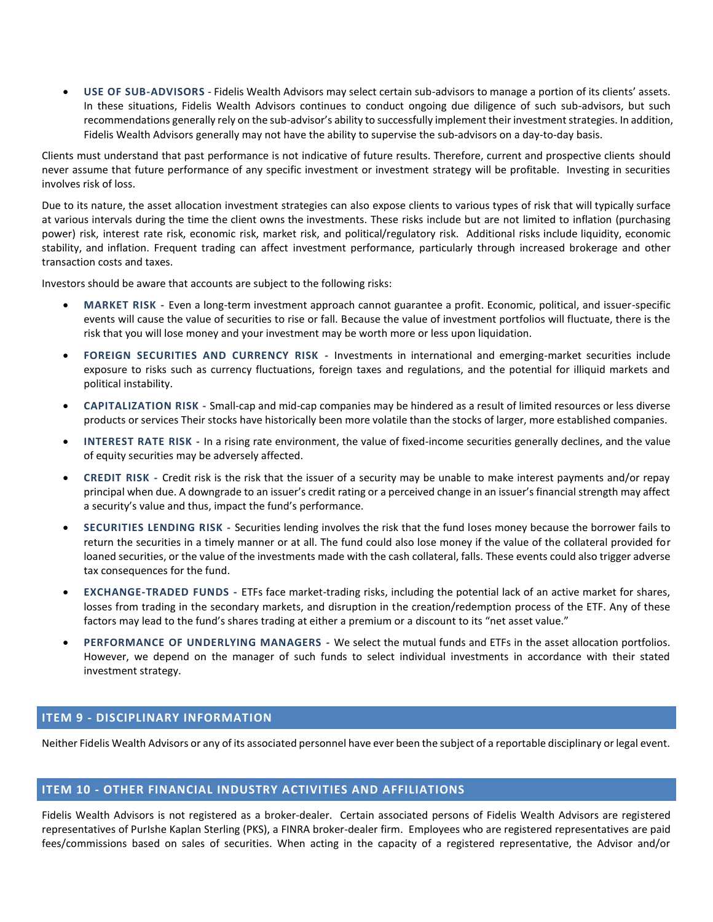- **USE OF SUB-ADVISORS** - Fidelis Wealth Advisors may select certain sub-advisors to manage a portion of its clients' assets. In these situations, Fidelis Wealth Advisors continues to conduct ongoing due diligence of such sub-advisors, but such recommendations generally rely on the sub-advisor's ability to successfully implement their investment strategies. In addition, Fidelis Wealth Advisors generally may not have the ability to supervise the sub-advisors on a day-to-day basis.

Clients must understand that past performance is not indicative of future results. Therefore, current and prospective clients should never assume that future performance of any specific investment or investment strategy will be profitable. Investing in securities involves risk of loss.

Due to its nature, the asset allocation investment strategies can also expose clients to various types of risk that will typically surface at various intervals during the time the client owns the investments. These risks include but are not limited to inflation (purchasing power) risk, interest rate risk, economic risk, market risk, and political/regulatory risk. Additional risks include liquidity, economic stability, and inflation. Frequent trading can affect investment performance, particularly through increased brokerage and other transaction costs and taxes.

Investors should be aware that accounts are subject to the following risks:

- **MARKET RISK** - Even a long-term investment approach cannot guarantee a profit. Economic, political, and issuer-specific events will cause the value of securities to rise or fall. Because the value of investment portfolios will fluctuate, there is the risk that you will lose money and your investment may be worth more or less upon liquidation.
- **FOREIGN SECURITIES AND CURRENCY RISK** - Investments in international and emerging-market securities include exposure to risks such as currency fluctuations, foreign taxes and regulations, and the potential for illiquid markets and political instability.
- **CAPITALIZATION RISK** - Small-cap and mid-cap companies may be hindered as a result of limited resources or less diverse products or services Their stocks have historically been more volatile than the stocks of larger, more established companies.
- **INTEREST RATE RISK** - In a rising rate environment, the value of fixed-income securities generally declines, and the value of equity securities may be adversely affected.
- **CREDIT RISK** - Credit risk is the risk that the issuer of a security may be unable to make interest payments and/or repay principal when due. A downgrade to an issuer's credit rating or a perceived change in an issuer's financial strength may affect a security's value and thus, impact the fund's performance.
- **SECURITIES LENDING RISK** - Securities lending involves the risk that the fund loses money because the borrower fails to return the securities in a timely manner or at all. The fund could also lose money if the value of the collateral provided for loaned securities, or the value of the investments made with the cash collateral, falls. These events could also trigger adverse tax consequences for the fund.
- **EXCHANGE-TRADED FUNDS** - ETFs face market-trading risks, including the potential lack of an active market for shares, losses from trading in the secondary markets, and disruption in the creation/redemption process of the ETF. Any of these factors may lead to the fund's shares trading at either a premium or a discount to its "net asset value."
- **PERFORMANCE OF UNDERLYING MANAGERS** - We select the mutual funds and ETFs in the asset allocation portfolios. However, we depend on the manager of such funds to select individual investments in accordance with their stated investment strategy.

## ITEM 9 - DISCIPLINARY INFORMATION

Neither Fidelis Wealth Advisors or any of its associated personnel have ever been the subject of a reportable disciplinary or legal event.

## ITEM 10 - OTHER FINANCIAL INDUSTRY ACTIVITIES AND AFFILIATIONS

Fidelis Wealth Advisors is not registered as a broker-dealer. Certain associated persons of Fidelis Wealth Advisors are registered representatives of PurIshe Kaplan Sterling (PKS), a FINRA broker-dealer firm. Employees who are registered representatives are paid fees/commissions based on sales of securities. When acting in the capacity of a registered representative, the Advisor and/or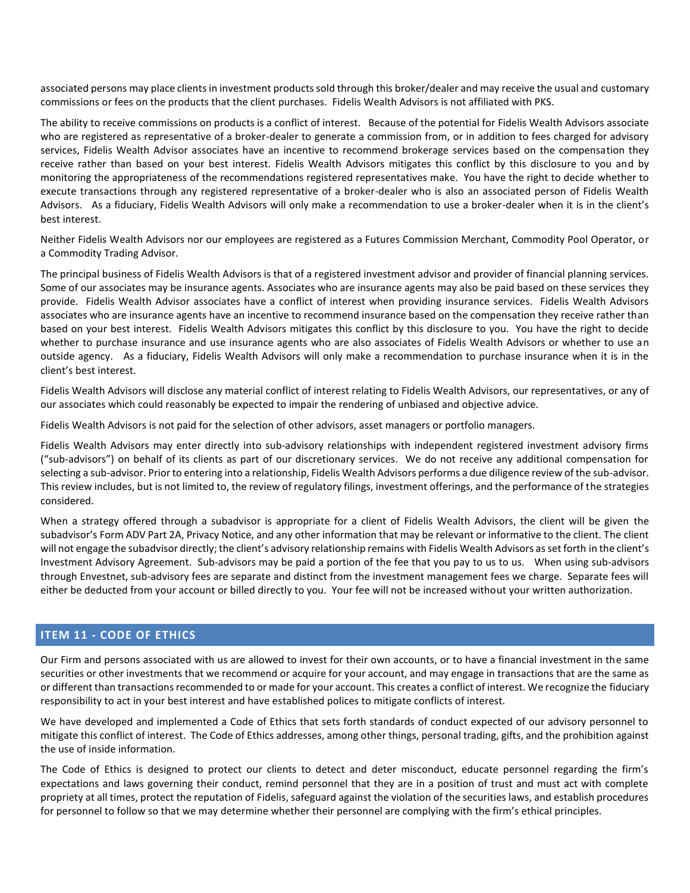associated persons may place clients in investment products sold through this broker/dealer and may receive the usual and customary commissions or fees on the products that the client purchases. Fidelis Wealth Advisors is not affiliated with PKS.

The ability to receive commissions on products is a conflict of interest. Because of the potential for Fidelis Wealth Advisors associate who are registered as representative of a broker-dealer to generate a commission from, or in addition to fees charged for advisory services, Fidelis Wealth Advisor associates have an incentive to recommend brokerage services based on the compensation they receive rather than based on your best interest. Fidelis Wealth Advisors mitigates this conflict by this disclosure to you and by monitoring the appropriateness of the recommendations registered representatives make. You have the right to decide whether to execute transactions through any registered representative of a broker-dealer who is also an associated person of Fidelis Wealth Advisors. As a fiduciary, Fidelis Wealth Advisors will only make a recommendation to use a broker-dealer when it is in the client's best interest.

Neither Fidelis Wealth Advisors nor our employees are registered as a Futures Commission Merchant, Commodity Pool Operator, or a Commodity Trading Advisor.

The principal business of Fidelis Wealth Advisors is that of a registered investment advisor and provider of financial planning services. Some of our associates may be insurance agents. Associates who are insurance agents may also be paid based on these services they provide. Fidelis Wealth Advisor associates have a conflict of interest when providing insurance services. Fidelis Wealth Advisors associates who are insurance agents have an incentive to recommend insurance based on the compensation they receive rather than based on your best interest. Fidelis Wealth Advisors mitigates this conflict by this disclosure to you. You have the right to decide whether to purchase insurance and use insurance agents who are also associates of Fidelis Wealth Advisors or whether to use an outside agency. As a fiduciary, Fidelis Wealth Advisors will only make a recommendation to purchase insurance when it is in the client's best interest.

Fidelis Wealth Advisors will disclose any material conflict of interest relating to Fidelis Wealth Advisors, our representatives, or any of our associates which could reasonably be expected to impair the rendering of unbiased and objective advice.

Fidelis Wealth Advisors is not paid for the selection of other advisors, asset managers or portfolio managers.

Fidelis Wealth Advisors may enter directly into sub-advisory relationships with independent registered investment advisory firms ("sub-advisors") on behalf of its clients as part of our discretionary services. We do not receive any additional compensation for selecting a sub-advisor. Prior to entering into a relationship, Fidelis Wealth Advisors performs a due diligence review of the sub-advisor. This review includes, but is not limited to, the review of regulatory filings, investment offerings, and the performance of the strategies considered.

When a strategy offered through a subadvisor is appropriate for a client of Fidelis Wealth Advisors, the client will be given the subadvisor's Form ADV Part 2A, Privacy Notice, and any other information that may be relevant or informative to the client. The client will not engage the subadvisor directly; the client's advisory relationship remains with Fidelis Wealth Advisors as set forth in the client's Investment Advisory Agreement. Sub-advisors may be paid a portion of the fee that you pay to us to us. When using sub-advisors through Envestnet, sub-advisory fees are separate and distinct from the investment management fees we charge. Separate fees will either be deducted from your account or billed directly to you. Your fee will not be increased without your written authorization.

## ITEM 11 - CODE OF ETHICS

Our Firm and persons associated with us are allowed to invest for their own accounts, or to have a financial investment in the same securities or other investments that we recommend or acquire for your account, and may engage in transactions that are the same as or different than transactions recommended to or made for your account. This creates a conflict of interest. We recognize the fiduciary responsibility to act in your best interest and have established polices to mitigate conflicts of interest.

We have developed and implemented a Code of Ethics that sets forth standards of conduct expected of our advisory personnel to mitigate this conflict of interest. The Code of Ethics addresses, among other things, personal trading, gifts, and the prohibition against the use of inside information.

The Code of Ethics is designed to protect our clients to detect and deter misconduct, educate personnel regarding the firm's expectations and laws governing their conduct, remind personnel that they are in a position of trust and must act with complete propriety at all times, protect the reputation of Fidelis, safeguard against the violation of the securities laws, and establish procedures for personnel to follow so that we may determine whether their personnel are complying with the firm's ethical principles.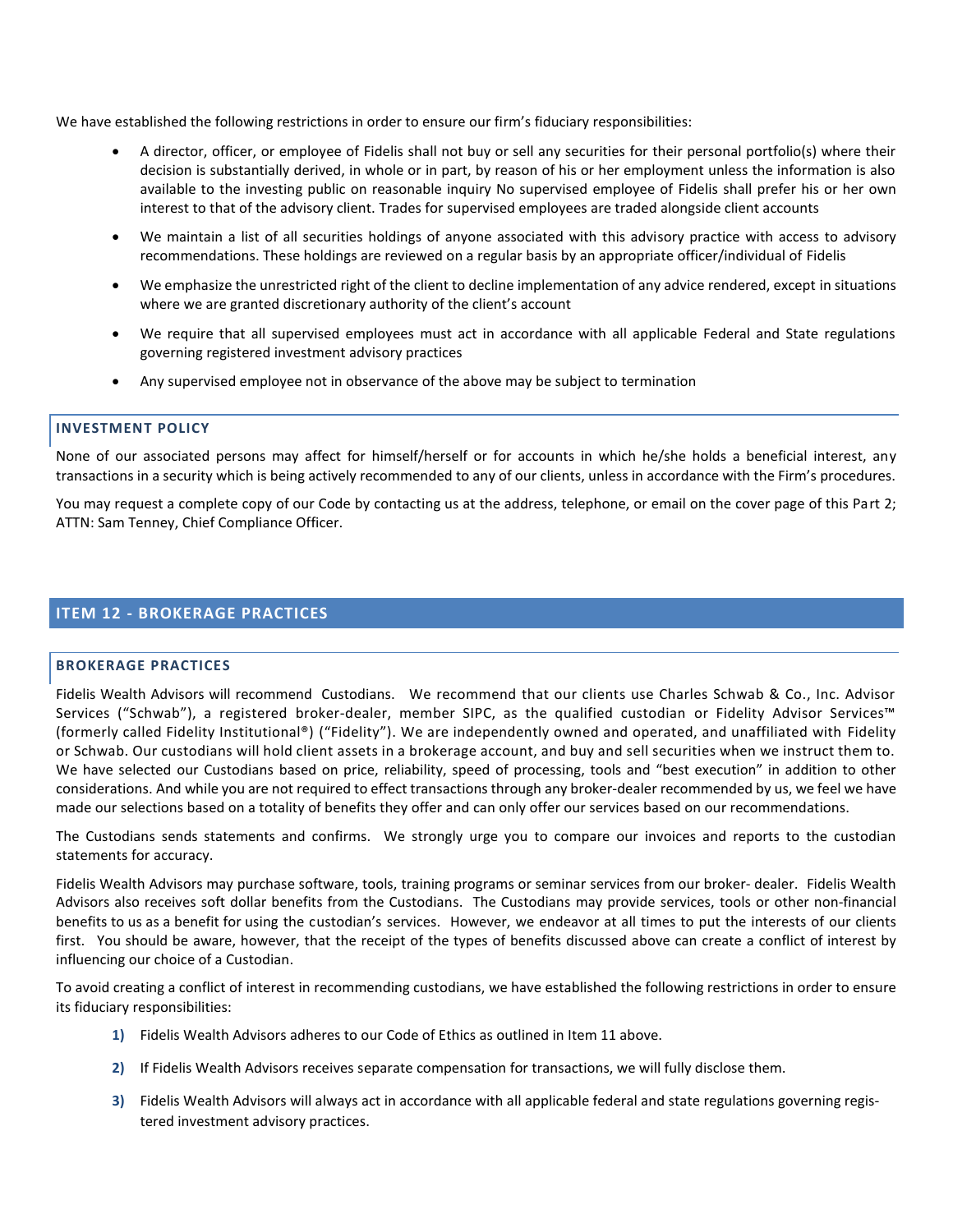We have established the following restrictions in order to ensure our firm's fiduciary responsibilities:

- A director, officer, or employee of Fidelis shall not buy or sell any securities for their personal portfolio(s) where their decision is substantially derived, in whole or in part, by reason of his or her employment unless the information is also available to the investing public on reasonable inquiry No supervised employee of Fidelis shall prefer his or her own interest to that of the advisory client. Trades for supervised employees are traded alongside client accounts
- We maintain a list of all securities holdings of anyone associated with this advisory practice with access to advisory recommendations. These holdings are reviewed on a regular basis by an appropriate officer/individual of Fidelis
- We emphasize the unrestricted right of the client to decline implementation of any advice rendered, except in situations where we are granted discretionary authority of the client's account
- We require that all supervised employees must act in accordance with all applicable Federal and State regulations governing registered investment advisory practices
- Any supervised employee not in observance of the above may be subject to termination

### INVESTMENT POLICY

None of our associated persons may affect for himself/herself or for accounts in which he/she holds a beneficial interest, any transactions in a security which is being actively recommended to any of our clients, unless in accordance with the Firm's procedures.

You may request a complete copy of our Code by contacting us at the address, telephone, or email on the cover page of this Part 2; ATTN: Sam Tenney, Chief Compliance Officer.

## ITEM 12 - BROKERAGE PRACTICES

### BROKERAGE PRACTICES

Fidelis Wealth Advisors will recommend Custodians. We recommend that our clients use Charles Schwab & Co., Inc. Advisor Services ("Schwab"), a registered broker-dealer, member SIPC, as the qualified custodian or Fidelity Advisor Services™ (formerly called Fidelity Institutional®) ("Fidelity"). We are independently owned and operated, and unaffiliated with Fidelity or Schwab. Our custodians will hold client assets in a brokerage account, and buy and sell securities when we instruct them to. We have selected our Custodians based on price, reliability, speed of processing, tools and "best execution" in addition to other considerations. And while you are not required to effect transactions through any broker-dealer recommended by us, we feel we have made our selections based on a totality of benefits they offer and can only offer our services based on our recommendations.

The Custodians sends statements and confirms. We strongly urge you to compare our invoices and reports to the custodian statements for accuracy.

Fidelis Wealth Advisors may purchase software, tools, training programs or seminar services from our broker- dealer. Fidelis Wealth Advisors also receives soft dollar benefits from the Custodians. The Custodians may provide services, tools or other non-financial benefits to us as a benefit for using the custodian's services. However, we endeavor at all times to put the interests of our clients first. You should be aware, however, that the receipt of the types of benefits discussed above can create a conflict of interest by influencing our choice of a Custodian.

To avoid creating a conflict of interest in recommending custodians, we have established the following restrictions in order to ensure its fiduciary responsibilities:

1) Fidelis Wealth Advisors adheres to our Code of Ethics as outlined in Item 11 above.
2) If Fidelis Wealth Advisors receives separate compensation for transactions, we will fully disclose them.
3) Fidelis Wealth Advisors will always act in accordance with all applicable federal and state regulations governing registered investment advisory practices.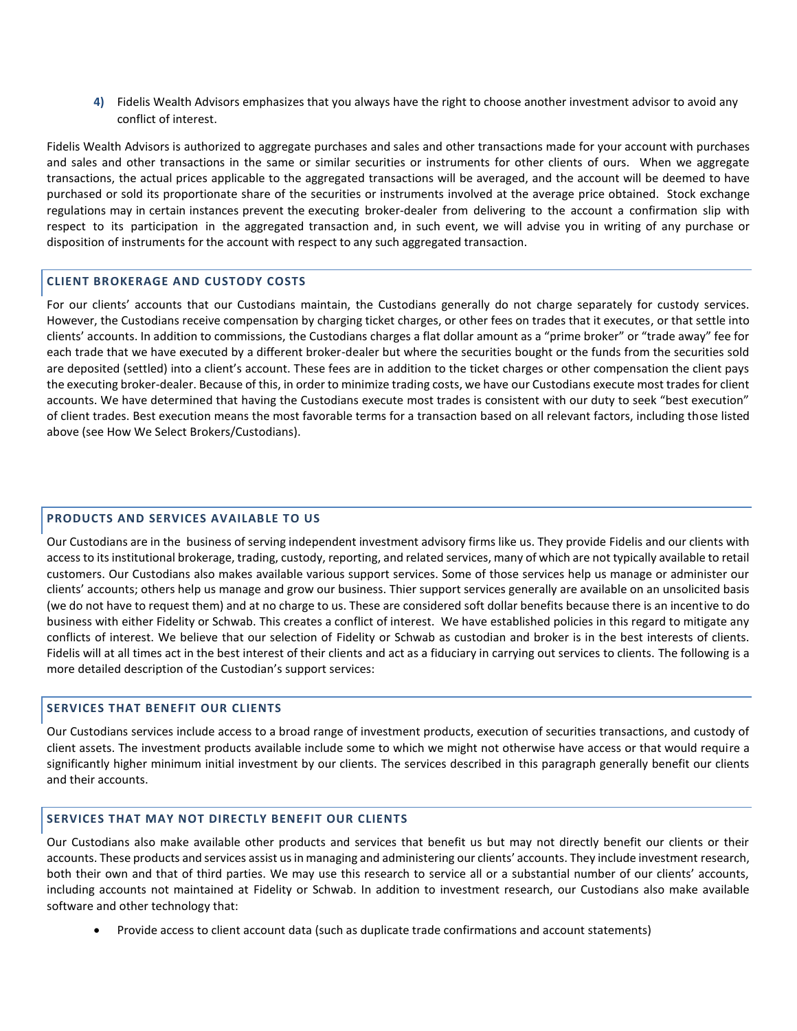4) Fidelis Wealth Advisors emphasizes that you always have the right to choose another investment advisor to avoid any conflict of interest.

Fidelis Wealth Advisors is authorized to aggregate purchases and sales and other transactions made for your account with purchases and sales and other transactions in the same or similar securities or instruments for other clients of ours. When we aggregate transactions, the actual prices applicable to the aggregated transactions will be averaged, and the account will be deemed to have purchased or sold its proportionate share of the securities or instruments involved at the average price obtained. Stock exchange regulations may in certain instances prevent the executing broker-dealer from delivering to the account a confirmation slip with respect to its participation in the aggregated transaction and, in such event, we will advise you in writing of any purchase or disposition of instruments for the account with respect to any such aggregated transaction.

## CLIENT BROKERAGE AND CUSTODY COSTS

For our clients' accounts that our Custodians maintain, the Custodians generally do not charge separately for custody services. However, the Custodians receive compensation by charging ticket charges, or other fees on trades that it executes, or that settle into clients' accounts. In addition to commissions, the Custodians charges a flat dollar amount as a "prime broker" or "trade away" fee for each trade that we have executed by a different broker-dealer but where the securities bought or the funds from the securities sold are deposited (settled) into a client's account. These fees are in addition to the ticket charges or other compensation the client pays the executing broker-dealer. Because of this, in order to minimize trading costs, we have our Custodians execute most trades for client accounts. We have determined that having the Custodians execute most trades is consistent with our duty to seek "best execution" of client trades. Best execution means the most favorable terms for a transaction based on all relevant factors, including those listed above (see How We Select Brokers/Custodians).

## PRODUCTS AND SERVICES AVAILABLE TO US

Our Custodians are in the business of serving independent investment advisory firms like us. They provide Fidelis and our clients with access to its institutional brokerage, trading, custody, reporting, and related services, many of which are not typically available to retail customers. Our Custodians also makes available various support services. Some of those services help us manage or administer our clients' accounts; others help us manage and grow our business. Thier support services generally are available on an unsolicited basis (we do not have to request them) and at no charge to us. These are considered soft dollar benefits because there is an incentive to do business with either Fidelity or Schwab. This creates a conflict of interest. We have established policies in this regard to mitigate any conflicts of interest. We believe that our selection of Fidelity or Schwab as custodian and broker is in the best interests of clients. Fidelis will at all times act in the best interest of their clients and act as a fiduciary in carrying out services to clients. The following is a more detailed description of the Custodian's support services:

## SERVICES THAT BENEFIT OUR CLIENTS

Our Custodians services include access to a broad range of investment products, execution of securities transactions, and custody of client assets. The investment products available include some to which we might not otherwise have access or that would require a significantly higher minimum initial investment by our clients. The services described in this paragraph generally benefit our clients and their accounts.

## SERVICES THAT MAY NOT DIRECTLY BENEFIT OUR CLIENTS

Our Custodians also make available other products and services that benefit us but may not directly benefit our clients or their accounts. These products and services assist us in managing and administering our clients' accounts. They include investment research, both their own and that of third parties. We may use this research to service all or a substantial number of our clients' accounts, including accounts not maintained at Fidelity or Schwab. In addition to investment research, our Custodians also make available software and other technology that:

- Provide access to client account data (such as duplicate trade confirmations and account statements)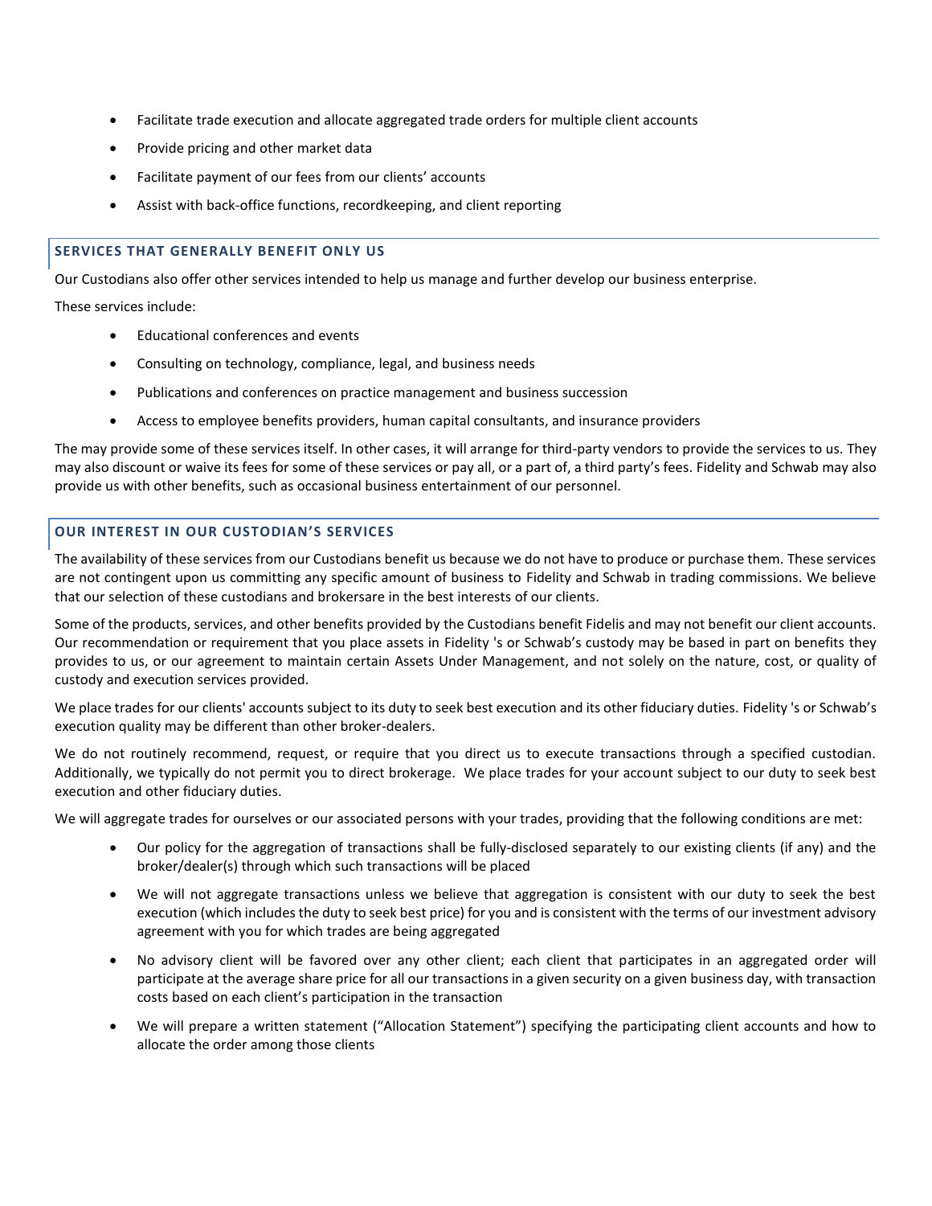- Facilitate trade execution and allocate aggregated trade orders for multiple client accounts
- Provide pricing and other market data
- Facilitate payment of our fees from our clients' accounts
- Assist with back-office functions, recordkeeping, and client reporting

### SERVICES THAT GENERALLY BENEFIT ONLY US

Our Custodians also offer other services intended to help us manage and further develop our business enterprise.

These services include:

- Educational conferences and events
- Consulting on technology, compliance, legal, and business needs
- Publications and conferences on practice management and business succession
- Access to employee benefits providers, human capital consultants, and insurance providers

The may provide some of these services itself. In other cases, it will arrange for third-party vendors to provide the services to us. They may also discount or waive its fees for some of these services or pay all, or a part of, a third party's fees. Fidelity and Schwab may also provide us with other benefits, such as occasional business entertainment of our personnel.

### OUR INTEREST IN OUR CUSTODIAN'S SERVICES

The availability of these services from our Custodians benefit us because we do not have to produce or purchase them. These services are not contingent upon us committing any specific amount of business to Fidelity and Schwab in trading commissions. We believe that our selection of these custodians and brokersare in the best interests of our clients.

Some of the products, services, and other benefits provided by the Custodians benefit Fidelis and may not benefit our client accounts. Our recommendation or requirement that you place assets in Fidelity 's or Schwab's custody may be based in part on benefits they provides to us, or our agreement to maintain certain Assets Under Management, and not solely on the nature, cost, or quality of custody and execution services provided.

We place trades for our clients' accounts subject to its duty to seek best execution and its other fiduciary duties. Fidelity 's or Schwab's execution quality may be different than other broker-dealers.

We do not routinely recommend, request, or require that you direct us to execute transactions through a specified custodian. Additionally, we typically do not permit you to direct brokerage. We place trades for your account subject to our duty to seek best execution and other fiduciary duties.

We will aggregate trades for ourselves or our associated persons with your trades, providing that the following conditions are met:

- Our policy for the aggregation of transactions shall be fully-disclosed separately to our existing clients (if any) and the broker/dealer(s) through which such transactions will be placed
- We will not aggregate transactions unless we believe that aggregation is consistent with our duty to seek the best execution (which includes the duty to seek best price) for you and is consistent with the terms of our investment advisory agreement with you for which trades are being aggregated
- No advisory client will be favored over any other client; each client that participates in an aggregated order will participate at the average share price for all our transactions in a given security on a given business day, with transaction costs based on each client's participation in the transaction
- We will prepare a written statement ("Allocation Statement") specifying the participating client accounts and how to allocate the order among those clients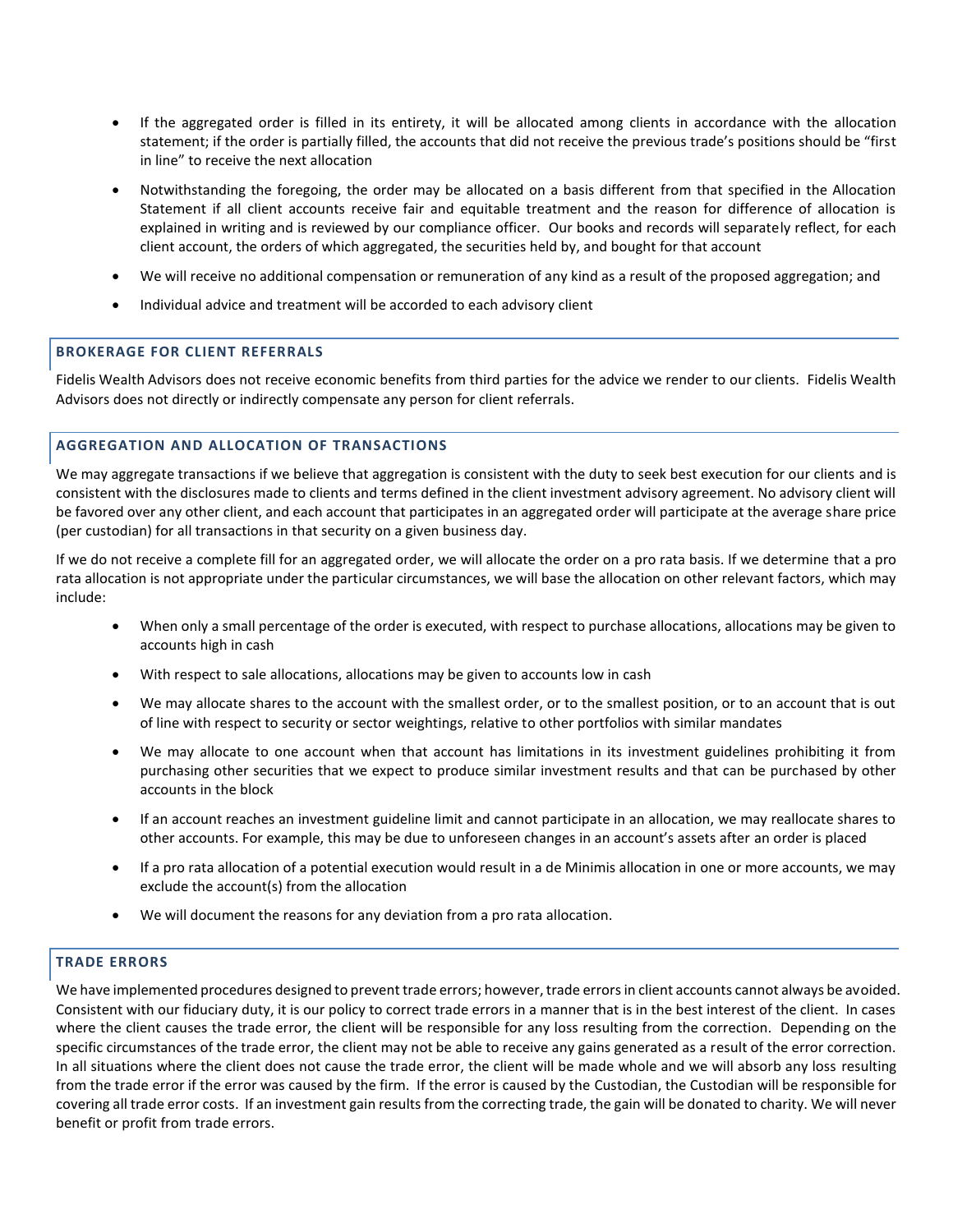- If the aggregated order is filled in its entirety, it will be allocated among clients in accordance with the allocation statement; if the order is partially filled, the accounts that did not receive the previous trade's positions should be "first in line" to receive the next allocation
- Notwithstanding the foregoing, the order may be allocated on a basis different from that specified in the Allocation Statement if all client accounts receive fair and equitable treatment and the reason for difference of allocation is explained in writing and is reviewed by our compliance officer. Our books and records will separately reflect, for each client account, the orders of which aggregated, the securities held by, and bought for that account
- We will receive no additional compensation or remuneration of any kind as a result of the proposed aggregation; and
- Individual advice and treatment will be accorded to each advisory client

## BROKERAGE FOR CLIENT REFERRALS

Fidelis Wealth Advisors does not receive economic benefits from third parties for the advice we render to our clients. Fidelis Wealth Advisors does not directly or indirectly compensate any person for client referrals.

## AGGREGATION AND ALLOCATION OF TRANSACTIONS

We may aggregate transactions if we believe that aggregation is consistent with the duty to seek best execution for our clients and is consistent with the disclosures made to clients and terms defined in the client investment advisory agreement. No advisory client will be favored over any other client, and each account that participates in an aggregated order will participate at the average share price (per custodian) for all transactions in that security on a given business day.

If we do not receive a complete fill for an aggregated order, we will allocate the order on a pro rata basis. If we determine that a pro rata allocation is not appropriate under the particular circumstances, we will base the allocation on other relevant factors, which may include:

- When only a small percentage of the order is executed, with respect to purchase allocations, allocations may be given to accounts high in cash
- With respect to sale allocations, allocations may be given to accounts low in cash
- We may allocate shares to the account with the smallest order, or to the smallest position, or to an account that is out of line with respect to security or sector weightings, relative to other portfolios with similar mandates
- We may allocate to one account when that account has limitations in its investment guidelines prohibiting it from purchasing other securities that we expect to produce similar investment results and that can be purchased by other accounts in the block
- If an account reaches an investment guideline limit and cannot participate in an allocation, we may reallocate shares to other accounts. For example, this may be due to unforeseen changes in an account's assets after an order is placed
- If a pro rata allocation of a potential execution would result in a de Minimis allocation in one or more accounts, we may exclude the account(s) from the allocation
- We will document the reasons for any deviation from a pro rata allocation.

## TRADE ERRORS

We have implemented procedures designed to prevent trade errors; however, trade errors in client accounts cannot always be avoided. Consistent with our fiduciary duty, it is our policy to correct trade errors in a manner that is in the best interest of the client. In cases where the client causes the trade error, the client will be responsible for any loss resulting from the correction. Depending on the specific circumstances of the trade error, the client may not be able to receive any gains generated as a result of the error correction. In all situations where the client does not cause the trade error, the client will be made whole and we will absorb any loss resulting from the trade error if the error was caused by the firm. If the error is caused by the Custodian, the Custodian will be responsible for covering all trade error costs. If an investment gain results from the correcting trade, the gain will be donated to charity. We will never benefit or profit from trade errors.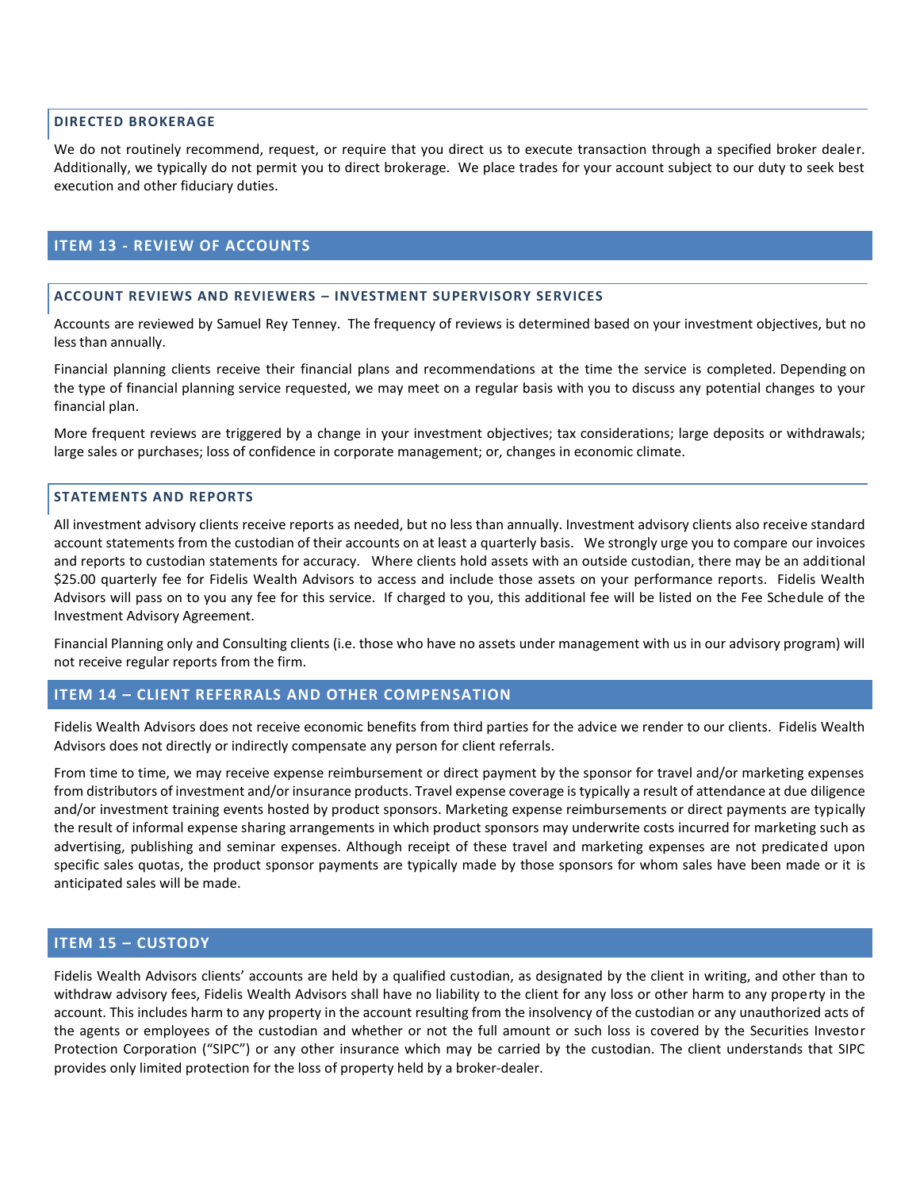### DIRECTED BROKERAGE

We do not routinely recommend, request, or require that you direct us to execute transaction through a specified broker dealer. Additionally, we typically do not permit you to direct brokerage. We place trades for your account subject to our duty to seek best execution and other fiduciary duties.

## ITEM 13 - REVIEW OF ACCOUNTS

### ACCOUNT REVIEWS AND REVIEWERS – INVESTMENT SUPERVISORY SERVICES

Accounts are reviewed by Samuel Rey Tenney. The frequency of reviews is determined based on your investment objectives, but no less than annually.

Financial planning clients receive their financial plans and recommendations at the time the service is completed. Depending on the type of financial planning service requested, we may meet on a regular basis with you to discuss any potential changes to your financial plan.

More frequent reviews are triggered by a change in your investment objectives; tax considerations; large deposits or withdrawals; large sales or purchases; loss of confidence in corporate management; or, changes in economic climate.

### STATEMENTS AND REPORTS

All investment advisory clients receive reports as needed, but no less than annually. Investment advisory clients also receive standard account statements from the custodian of their accounts on at least a quarterly basis. We strongly urge you to compare our invoices and reports to custodian statements for accuracy. Where clients hold assets with an outside custodian, there may be an additional $25.00 quarterly fee for Fidelis Wealth Advisors to access and include those assets on your performance reports. Fidelis Wealth Advisors will pass on to you any fee for this service. If charged to you, this additional fee will be listed on the Fee Schedule of the Investment Advisory Agreement.

Financial Planning only and Consulting clients (i.e. those who have no assets under management with us in our advisory program) will not receive regular reports from the firm.

## ITEM 14 – CLIENT REFERRALS AND OTHER COMPENSATION

Fidelis Wealth Advisors does not receive economic benefits from third parties for the advice we render to our clients. Fidelis Wealth Advisors does not directly or indirectly compensate any person for client referrals.

From time to time, we may receive expense reimbursement or direct payment by the sponsor for travel and/or marketing expenses from distributors of investment and/or insurance products. Travel expense coverage is typically a result of attendance at due diligence and/or investment training events hosted by product sponsors. Marketing expense reimbursements or direct payments are typically the result of informal expense sharing arrangements in which product sponsors may underwrite costs incurred for marketing such as advertising, publishing and seminar expenses. Although receipt of these travel and marketing expenses are not predicated upon specific sales quotas, the product sponsor payments are typically made by those sponsors for whom sales have been made or it is anticipated sales will be made.

## ITEM 15 – CUSTODY

Fidelis Wealth Advisors clients' accounts are held by a qualified custodian, as designated by the client in writing, and other than to withdraw advisory fees, Fidelis Wealth Advisors shall have no liability to the client for any loss or other harm to any property in the account. This includes harm to any property in the account resulting from the insolvency of the custodian or any unauthorized acts of the agents or employees of the custodian and whether or not the full amount or such loss is covered by the Securities Investor Protection Corporation ("SIPC") or any other insurance which may be carried by the custodian. The client understands that SIPC provides only limited protection for the loss of property held by a broker-dealer.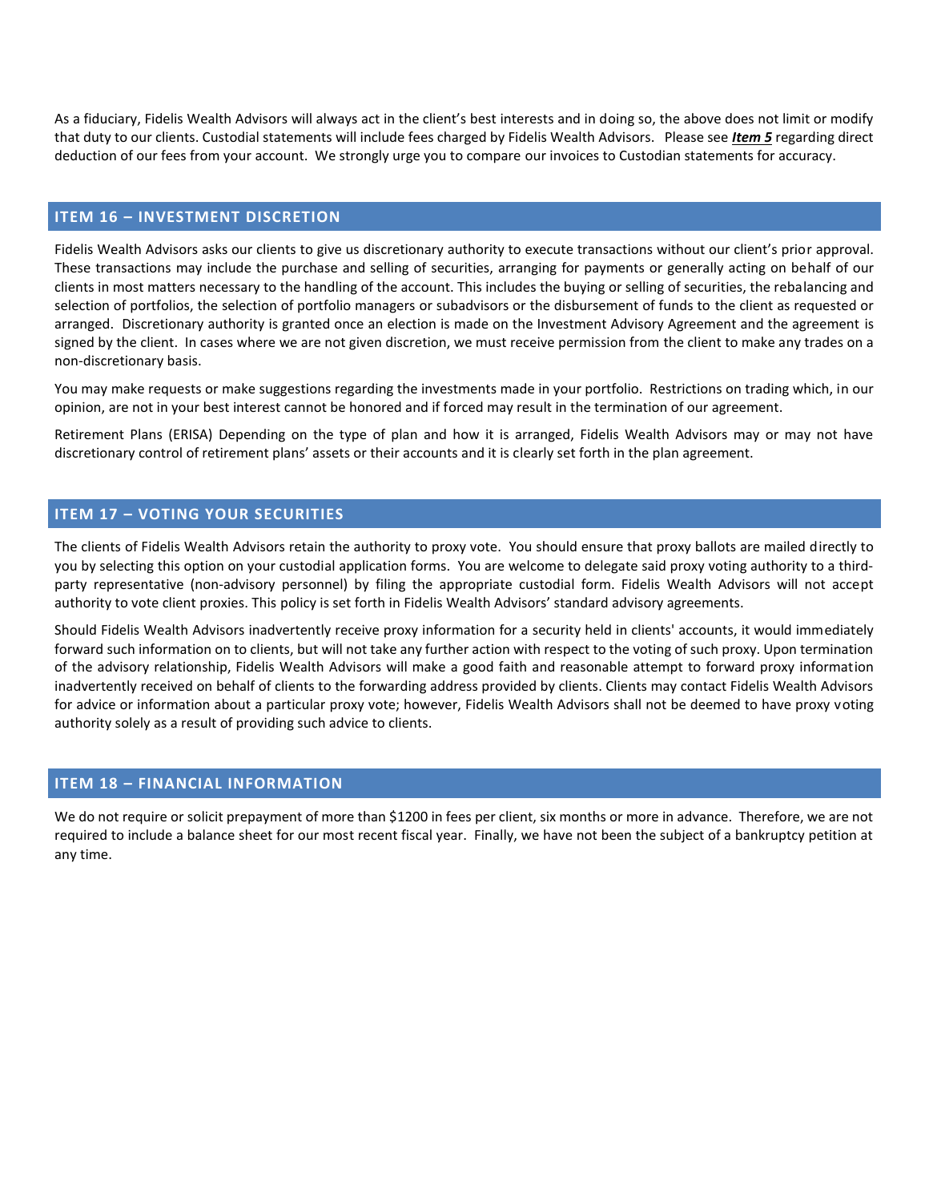As a fiduciary, Fidelis Wealth Advisors will always act in the client's best interests and in doing so, the above does not limit or modify that duty to our clients. Custodial statements will include fees charged by Fidelis Wealth Advisors. Please see ***Item 5*** regarding direct deduction of our fees from your account. We strongly urge you to compare our invoices to Custodian statements for accuracy.

## ITEM 16 – INVESTMENT DISCRETION

Fidelis Wealth Advisors asks our clients to give us discretionary authority to execute transactions without our client's prior approval. These transactions may include the purchase and selling of securities, arranging for payments or generally acting on behalf of our clients in most matters necessary to the handling of the account. This includes the buying or selling of securities, the rebalancing and selection of portfolios, the selection of portfolio managers or subadvisors or the disbursement of funds to the client as requested or arranged. Discretionary authority is granted once an election is made on the Investment Advisory Agreement and the agreement is signed by the client. In cases where we are not given discretion, we must receive permission from the client to make any trades on a non-discretionary basis.

You may make requests or make suggestions regarding the investments made in your portfolio. Restrictions on trading which, in our opinion, are not in your best interest cannot be honored and if forced may result in the termination of our agreement.

Retirement Plans (ERISA) Depending on the type of plan and how it is arranged, Fidelis Wealth Advisors may or may not have discretionary control of retirement plans' assets or their accounts and it is clearly set forth in the plan agreement.

## ITEM 17 – VOTING YOUR SECURITIES

The clients of Fidelis Wealth Advisors retain the authority to proxy vote. You should ensure that proxy ballots are mailed directly to you by selecting this option on your custodial application forms. You are welcome to delegate said proxy voting authority to a third-party representative (non-advisory personnel) by filing the appropriate custodial form. Fidelis Wealth Advisors will not accept authority to vote client proxies. This policy is set forth in Fidelis Wealth Advisors' standard advisory agreements.

Should Fidelis Wealth Advisors inadvertently receive proxy information for a security held in clients' accounts, it would immediately forward such information on to clients, but will not take any further action with respect to the voting of such proxy. Upon termination of the advisory relationship, Fidelis Wealth Advisors will make a good faith and reasonable attempt to forward proxy information inadvertently received on behalf of clients to the forwarding address provided by clients. Clients may contact Fidelis Wealth Advisors for advice or information about a particular proxy vote; however, Fidelis Wealth Advisors shall not be deemed to have proxy voting authority solely as a result of providing such advice to clients.

## ITEM 18 – FINANCIAL INFORMATION

We do not require or solicit prepayment of more than $1200 in fees per client, six months or more in advance. Therefore, we are not required to include a balance sheet for our most recent fiscal year. Finally, we have not been the subject of a bankruptcy petition at any time.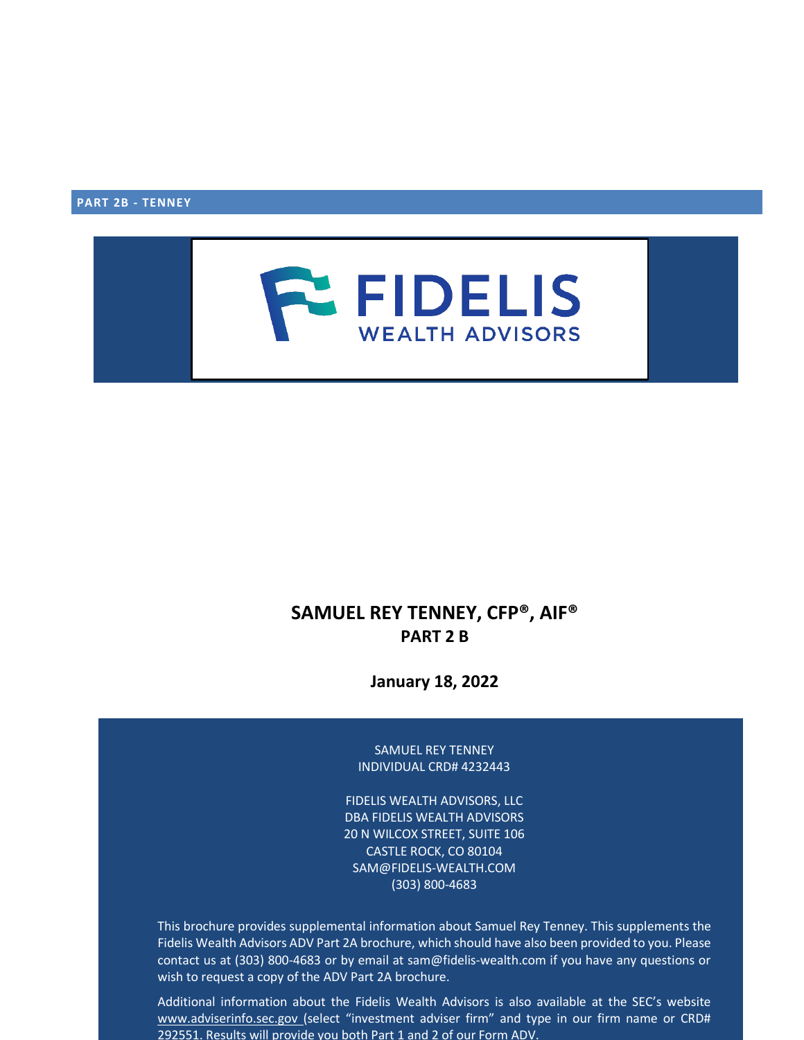**PART 2B - TENNEY**

FIDELIS
WEALTH ADVISORS

# SAMUEL REY TENNEY, CFP®, AIF®
## PART 2 B

**January 18, 2022**

SAMUEL REY TENNEY
INDIVIDUAL CRD# 4232443

FIDELIS WEALTH ADVISORS, LLC
DBA FIDELIS WEALTH ADVISORS
20 N WILCOX STREET, SUITE 106
CASTLE ROCK, CO 80104
SAM@FIDELIS-WEALTH.COM
(303) 800-4683

This brochure provides supplemental information about Samuel Rey Tenney. This supplements the Fidelis Wealth Advisors ADV Part 2A brochure, which should have also been provided to you. Please contact us at (303) 800-4683 or by email at sam@fidelis-wealth.com if you have any questions or wish to request a copy of the ADV Part 2A brochure.

Additional information about the Fidelis Wealth Advisors is also available at the SEC's website www.adviserinfo.sec.gov (select "investment adviser firm" and type in our firm name or CRD# 292551. Results will provide you both Part 1 and 2 of our Form ADV.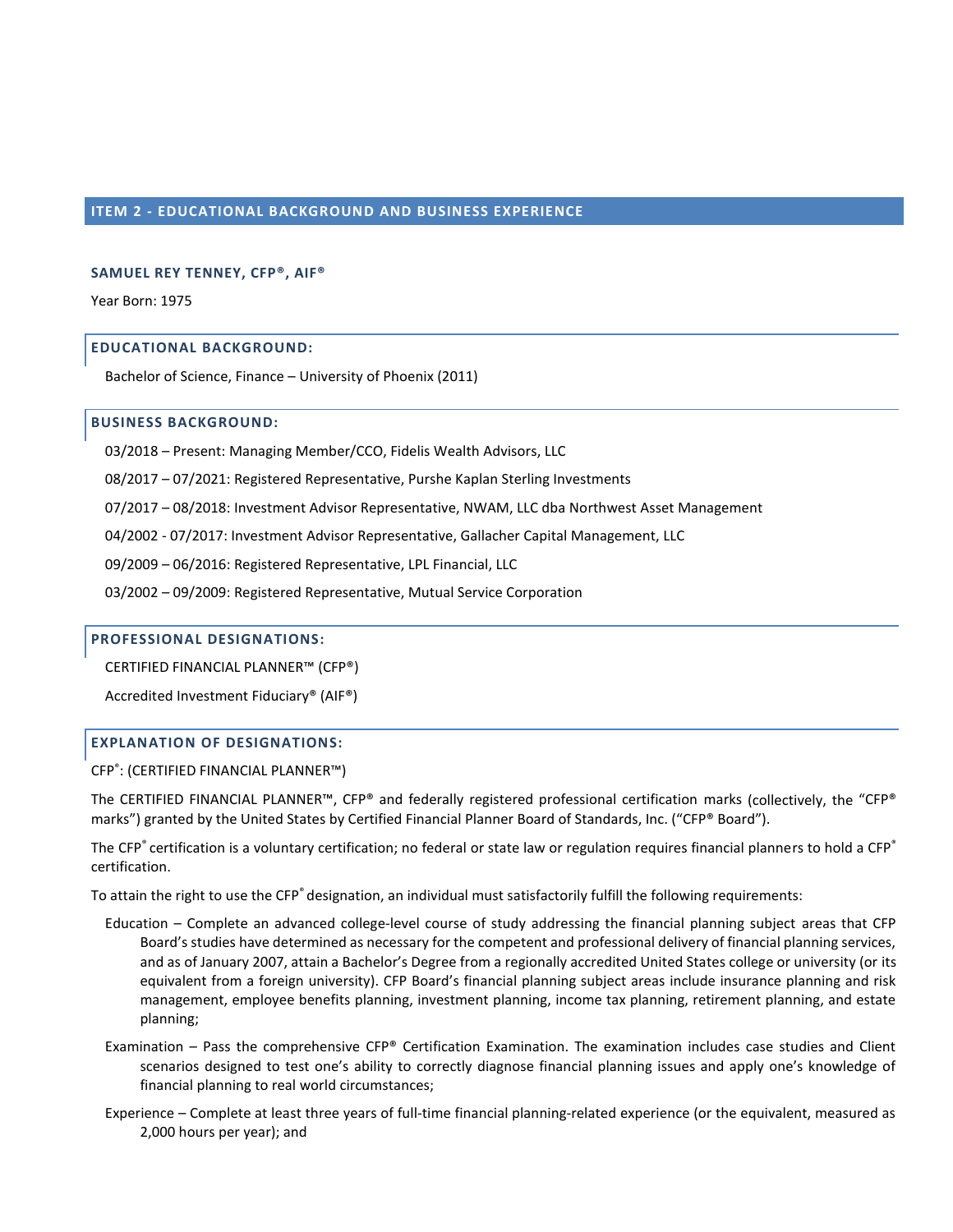## ITEM 2 - EDUCATIONAL BACKGROUND AND BUSINESS EXPERIENCE

### SAMUEL REY TENNEY, CFP®, AIF®

Year Born: 1975

#### EDUCATIONAL BACKGROUND:

Bachelor of Science, Finance – University of Phoenix (2011)

#### BUSINESS BACKGROUND:

03/2018 – Present: Managing Member/CCO, Fidelis Wealth Advisors, LLC

08/2017 – 07/2021: Registered Representative, Purshe Kaplan Sterling Investments

07/2017 – 08/2018: Investment Advisor Representative, NWAM, LLC dba Northwest Asset Management

04/2002 - 07/2017: Investment Advisor Representative, Gallacher Capital Management, LLC

09/2009 – 06/2016: Registered Representative, LPL Financial, LLC

03/2002 – 09/2009: Registered Representative, Mutual Service Corporation

#### PROFESSIONAL DESIGNATIONS:

CERTIFIED FINANCIAL PLANNER™ (CFP®)

Accredited Investment Fiduciary® (AIF®)

#### EXPLANATION OF DESIGNATIONS:

CFP®: (CERTIFIED FINANCIAL PLANNER™)

The CERTIFIED FINANCIAL PLANNER™, CFP® and federally registered professional certification marks (collectively, the "CFP® marks") granted by the United States by Certified Financial Planner Board of Standards, Inc. ("CFP® Board").

The CFP® certification is a voluntary certification; no federal or state law or regulation requires financial planners to hold a CFP® certification.

To attain the right to use the CFP® designation, an individual must satisfactorily fulfill the following requirements:

Education – Complete an advanced college-level course of study addressing the financial planning subject areas that CFP Board's studies have determined as necessary for the competent and professional delivery of financial planning services, and as of January 2007, attain a Bachelor's Degree from a regionally accredited United States college or university (or its equivalent from a foreign university). CFP Board's financial planning subject areas include insurance planning and risk management, employee benefits planning, investment planning, income tax planning, retirement planning, and estate planning;

Examination – Pass the comprehensive CFP® Certification Examination. The examination includes case studies and Client scenarios designed to test one's ability to correctly diagnose financial planning issues and apply one's knowledge of financial planning to real world circumstances;

Experience – Complete at least three years of full-time financial planning-related experience (or the equivalent, measured as 2,000 hours per year); and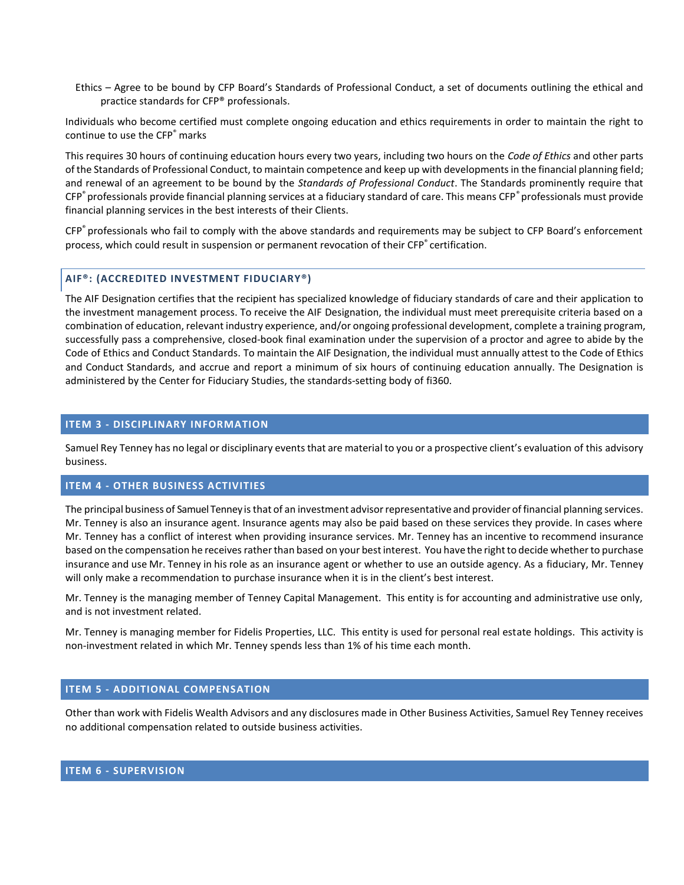- Ethics – Agree to be bound by CFP Board's Standards of Professional Conduct, a set of documents outlining the ethical and practice standards for CFP® professionals.

Individuals who become certified must complete ongoing education and ethics requirements in order to maintain the right to continue to use the CFP® marks

This requires 30 hours of continuing education hours every two years, including two hours on the *Code of Ethics* and other parts of the Standards of Professional Conduct, to maintain competence and keep up with developments in the financial planning field; and renewal of an agreement to be bound by the *Standards of Professional Conduct*. The Standards prominently require that CFP® professionals provide financial planning services at a fiduciary standard of care. This means CFP® professionals must provide financial planning services in the best interests of their Clients.

CFP® professionals who fail to comply with the above standards and requirements may be subject to CFP Board's enforcement process, which could result in suspension or permanent revocation of their CFP® certification.

### AIF®: (ACCREDITED INVESTMENT FIDUCIARY®)

The AIF Designation certifies that the recipient has specialized knowledge of fiduciary standards of care and their application to the investment management process. To receive the AIF Designation, the individual must meet prerequisite criteria based on a combination of education, relevant industry experience, and/or ongoing professional development, complete a training program, successfully pass a comprehensive, closed-book final examination under the supervision of a proctor and agree to abide by the Code of Ethics and Conduct Standards. To maintain the AIF Designation, the individual must annually attest to the Code of Ethics and Conduct Standards, and accrue and report a minimum of six hours of continuing education annually. The Designation is administered by the Center for Fiduciary Studies, the standards-setting body of fi360.

## ITEM 3 - DISCIPLINARY INFORMATION

Samuel Rey Tenney has no legal or disciplinary events that are material to you or a prospective client's evaluation of this advisory business.

## ITEM 4 - OTHER BUSINESS ACTIVITIES

The principal business of Samuel Tenney is that of an investment advisor representative and provider of financial planning services. Mr. Tenney is also an insurance agent. Insurance agents may also be paid based on these services they provide. In cases where Mr. Tenney has a conflict of interest when providing insurance services. Mr. Tenney has an incentive to recommend insurance based on the compensation he receives rather than based on your best interest. You have the right to decide whether to purchase insurance and use Mr. Tenney in his role as an insurance agent or whether to use an outside agency. As a fiduciary, Mr. Tenney will only make a recommendation to purchase insurance when it is in the client's best interest.

Mr. Tenney is the managing member of Tenney Capital Management. This entity is for accounting and administrative use only, and is not investment related.

Mr. Tenney is managing member for Fidelis Properties, LLC. This entity is used for personal real estate holdings. This activity is non-investment related in which Mr. Tenney spends less than 1% of his time each month.

## ITEM 5 - ADDITIONAL COMPENSATION

Other than work with Fidelis Wealth Advisors and any disclosures made in Other Business Activities, Samuel Rey Tenney receives no additional compensation related to outside business activities.

## ITEM 6 - SUPERVISION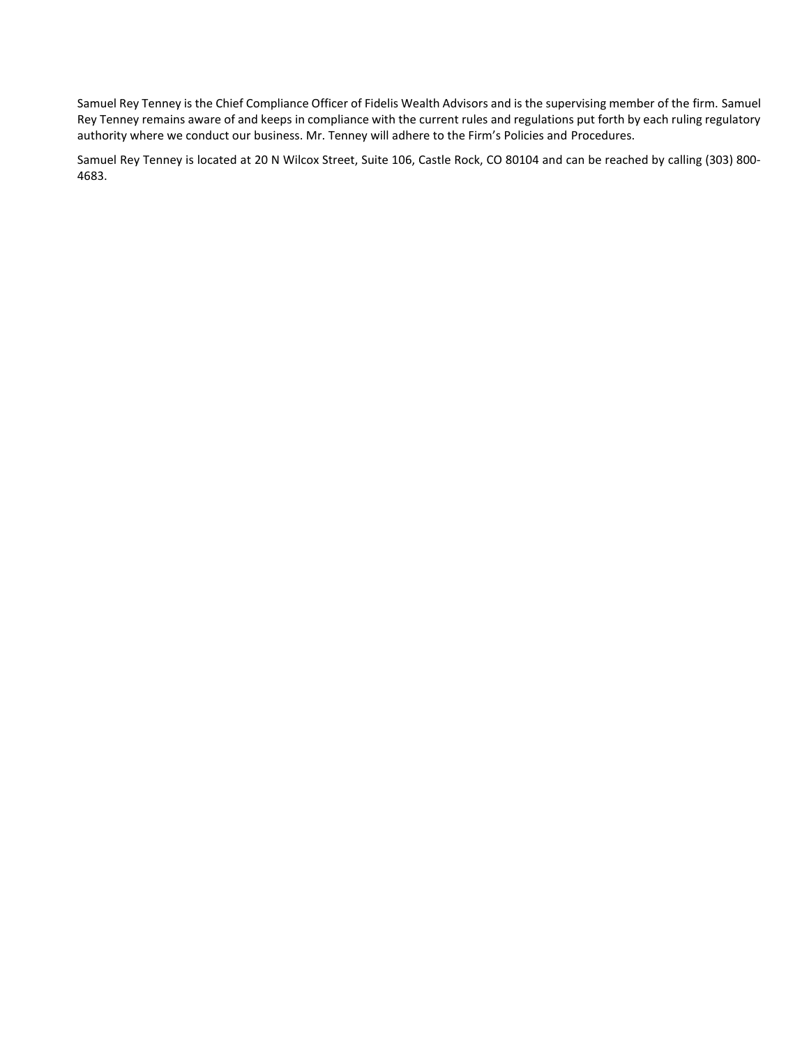Samuel Rey Tenney is the Chief Compliance Officer of Fidelis Wealth Advisors and is the supervising member of the firm. Samuel Rey Tenney remains aware of and keeps in compliance with the current rules and regulations put forth by each ruling regulatory authority where we conduct our business. Mr. Tenney will adhere to the Firm's Policies and Procedures.

Samuel Rey Tenney is located at 20 N Wilcox Street, Suite 106, Castle Rock, CO 80104 and can be reached by calling (303) 800-4683.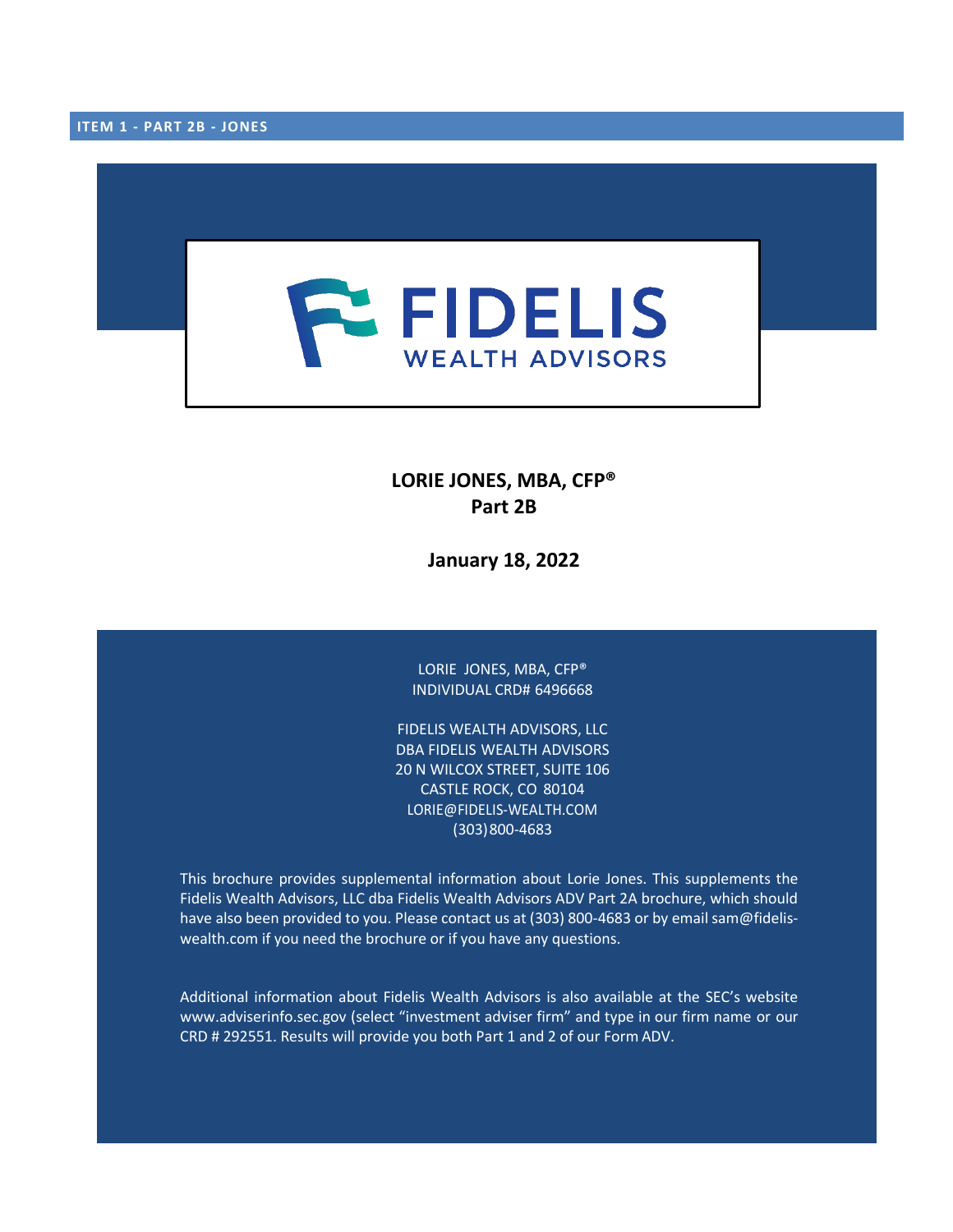**ITEM 1 - PART 2B - JONES**

FIDELIS WEALTH ADVISORS

# LORIE JONES, MBA, CFP®
## Part 2B

**January 18, 2022**

LORIE JONES, MBA, CFP®
INDIVIDUAL CRD# 6496668

FIDELIS WEALTH ADVISORS, LLC
DBA FIDELIS WEALTH ADVISORS
20 N WILCOX STREET, SUITE 106
CASTLE ROCK, CO 80104
LORIE@FIDELIS-WEALTH.COM
(303)800-4683

This brochure provides supplemental information about Lorie Jones. This supplements the Fidelis Wealth Advisors, LLC dba Fidelis Wealth Advisors ADV Part 2A brochure, which should have also been provided to you. Please contact us at (303) 800-4683 or by email sam@fidelis-wealth.com if you need the brochure or if you have any questions.

Additional information about Fidelis Wealth Advisors is also available at the SEC's website www.adviserinfo.sec.gov (select "investment adviser firm" and type in our firm name or our CRD # 292551. Results will provide you both Part 1 and 2 of our Form ADV.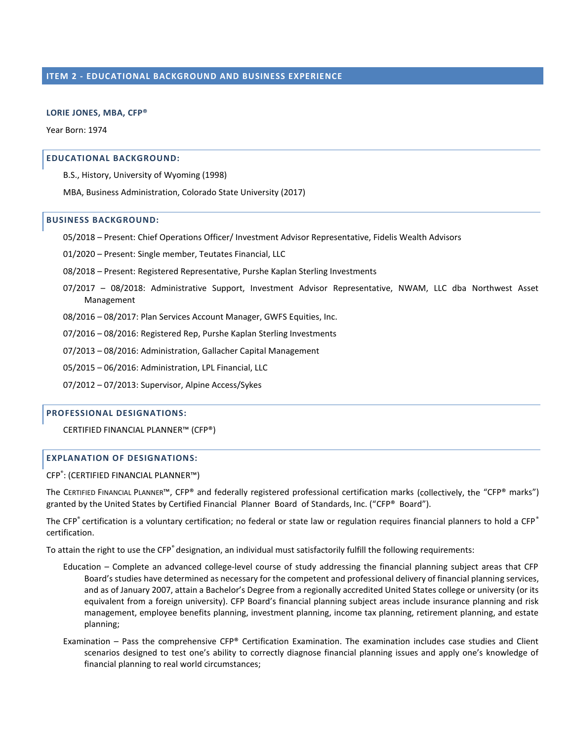## ITEM 2 - EDUCATIONAL BACKGROUND AND BUSINESS EXPERIENCE

**LORIE JONES, MBA, CFP®**

Year Born: 1974

### EDUCATIONAL BACKGROUND:

B.S., History, University of Wyoming (1998)

MBA, Business Administration, Colorado State University (2017)

### BUSINESS BACKGROUND:

05/2018 – Present: Chief Operations Officer/ Investment Advisor Representative, Fidelis Wealth Advisors

01/2020 – Present: Single member, Teutates Financial, LLC

08/2018 – Present: Registered Representative, Purshe Kaplan Sterling Investments

07/2017 – 08/2018: Administrative Support, Investment Advisor Representative, NWAM, LLC dba Northwest Asset Management

08/2016 – 08/2017: Plan Services Account Manager, GWFS Equities, Inc.

07/2016 – 08/2016: Registered Rep, Purshe Kaplan Sterling Investments

07/2013 – 08/2016: Administration, Gallacher Capital Management

05/2015 – 06/2016: Administration, LPL Financial, LLC

07/2012 – 07/2013: Supervisor, Alpine Access/Sykes

### PROFESSIONAL DESIGNATIONS:

CERTIFIED FINANCIAL PLANNER™ (CFP®)

### EXPLANATION OF DESIGNATIONS:

CFP®: (CERTIFIED FINANCIAL PLANNER™)

The CERTIFIED FINANCIAL PLANNER™, CFP® and federally registered professional certification marks (collectively, the "CFP® marks") granted by the United States by Certified Financial Planner Board of Standards, Inc. ("CFP® Board").

The CFP® certification is a voluntary certification; no federal or state law or regulation requires financial planners to hold a CFP® certification.

To attain the right to use the CFP® designation, an individual must satisfactorily fulfill the following requirements:

Education – Complete an advanced college-level course of study addressing the financial planning subject areas that CFP Board's studies have determined as necessary for the competent and professional delivery of financial planning services, and as of January 2007, attain a Bachelor's Degree from a regionally accredited United States college or university (or its equivalent from a foreign university). CFP Board's financial planning subject areas include insurance planning and risk management, employee benefits planning, investment planning, income tax planning, retirement planning, and estate planning;

Examination – Pass the comprehensive CFP® Certification Examination. The examination includes case studies and Client scenarios designed to test one's ability to correctly diagnose financial planning issues and apply one's knowledge of financial planning to real world circumstances;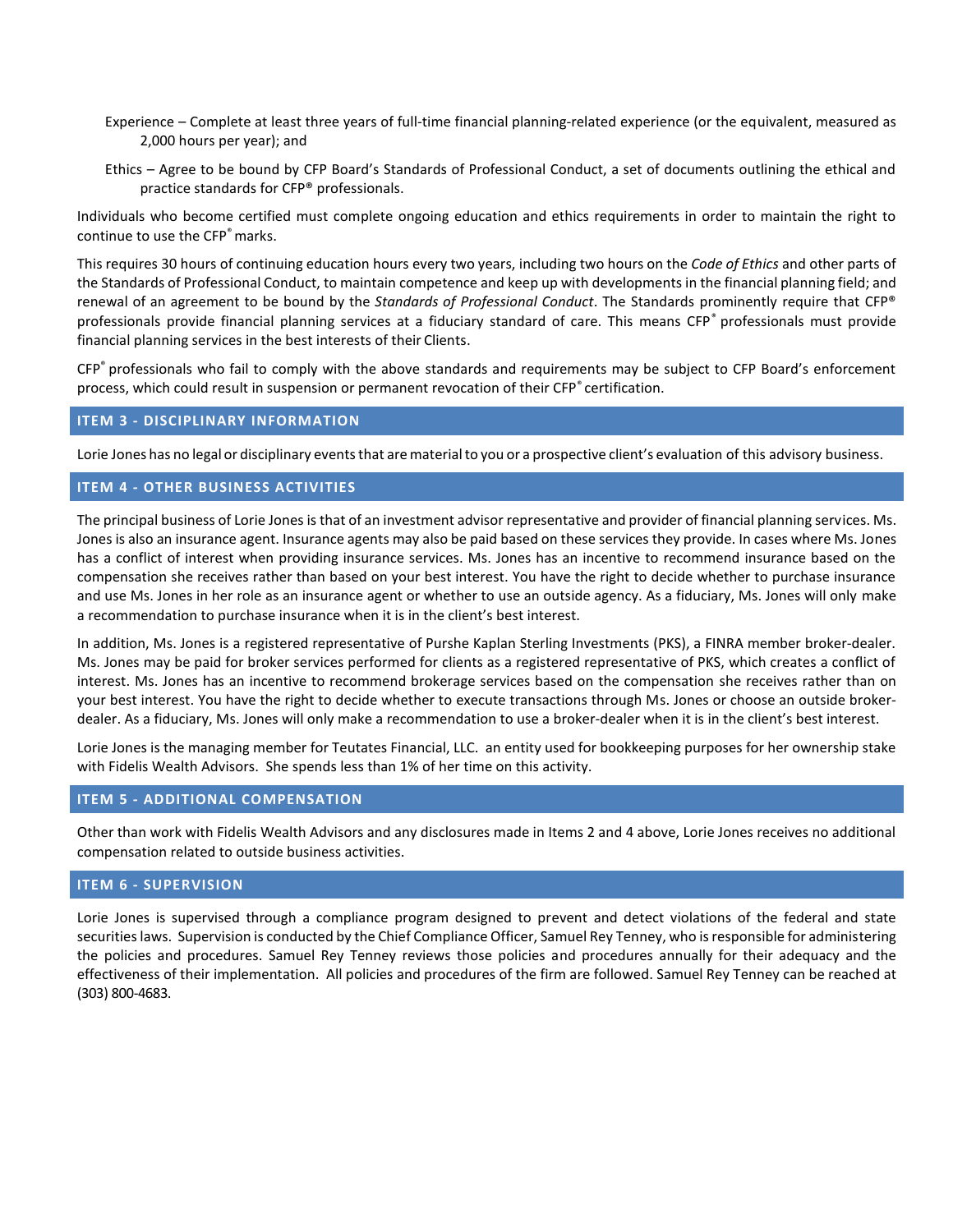- Experience – Complete at least three years of full-time financial planning-related experience (or the equivalent, measured as 2,000 hours per year); and
- Ethics – Agree to be bound by CFP Board's Standards of Professional Conduct, a set of documents outlining the ethical and practice standards for CFP® professionals.

Individuals who become certified must complete ongoing education and ethics requirements in order to maintain the right to continue to use the CFP® marks.

This requires 30 hours of continuing education hours every two years, including two hours on the *Code of Ethics* and other parts of the Standards of Professional Conduct, to maintain competence and keep up with developments in the financial planning field; and renewal of an agreement to be bound by the *Standards of Professional Conduct*. The Standards prominently require that CFP® professionals provide financial planning services at a fiduciary standard of care. This means CFP® professionals must provide financial planning services in the best interests of their Clients.

CFP® professionals who fail to comply with the above standards and requirements may be subject to CFP Board's enforcement process, which could result in suspension or permanent revocation of their CFP® certification.

## ITEM 3 - DISCIPLINARY INFORMATION

Lorie Jones has no legal or disciplinary events that are material to you or a prospective client's evaluation of this advisory business.

## ITEM 4 - OTHER BUSINESS ACTIVITIES

The principal business of Lorie Jones is that of an investment advisor representative and provider of financial planning services. Ms. Jones is also an insurance agent. Insurance agents may also be paid based on these services they provide. In cases where Ms. Jones has a conflict of interest when providing insurance services. Ms. Jones has an incentive to recommend insurance based on the compensation she receives rather than based on your best interest. You have the right to decide whether to purchase insurance and use Ms. Jones in her role as an insurance agent or whether to use an outside agency. As a fiduciary, Ms. Jones will only make a recommendation to purchase insurance when it is in the client's best interest.

In addition, Ms. Jones is a registered representative of Purshe Kaplan Sterling Investments (PKS), a FINRA member broker-dealer. Ms. Jones may be paid for broker services performed for clients as a registered representative of PKS, which creates a conflict of interest. Ms. Jones has an incentive to recommend brokerage services based on the compensation she receives rather than on your best interest. You have the right to decide whether to execute transactions through Ms. Jones or choose an outside broker-dealer. As a fiduciary, Ms. Jones will only make a recommendation to use a broker-dealer when it is in the client's best interest.

Lorie Jones is the managing member for Teutates Financial, LLC. an entity used for bookkeeping purposes for her ownership stake with Fidelis Wealth Advisors. She spends less than 1% of her time on this activity.

## ITEM 5 - ADDITIONAL COMPENSATION

Other than work with Fidelis Wealth Advisors and any disclosures made in Items 2 and 4 above, Lorie Jones receives no additional compensation related to outside business activities.

## ITEM 6 - SUPERVISION

Lorie Jones is supervised through a compliance program designed to prevent and detect violations of the federal and state securities laws. Supervision is conducted by the Chief Compliance Officer, Samuel Rey Tenney, who is responsible for administering the policies and procedures. Samuel Rey Tenney reviews those policies and procedures annually for their adequacy and the effectiveness of their implementation. All policies and procedures of the firm are followed. Samuel Rey Tenney can be reached at (303) 800-4683.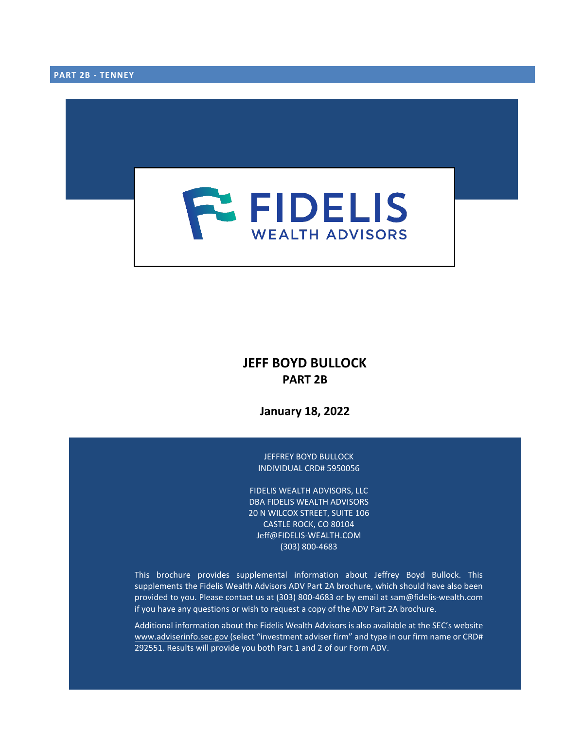PART 2B - TENNEY

FIDELIS
WEALTH ADVISORS

# JEFF BOYD BULLOCK
## PART 2B

**January 18, 2022**

JEFFREY BOYD BULLOCK
INDIVIDUAL CRD# 5950056

FIDELIS WEALTH ADVISORS, LLC
DBA FIDELIS WEALTH ADVISORS
20 N WILCOX STREET, SUITE 106
CASTLE ROCK, CO 80104
Jeff@FIDELIS-WEALTH.COM
(303) 800-4683

This brochure provides supplemental information about Jeffrey Boyd Bullock. This supplements the Fidelis Wealth Advisors ADV Part 2A brochure, which should have also been provided to you. Please contact us at (303) 800-4683 or by email at sam@fidelis-wealth.com if you have any questions or wish to request a copy of the ADV Part 2A brochure.

Additional information about the Fidelis Wealth Advisors is also available at the SEC's website www.adviserinfo.sec.gov (select "investment adviser firm" and type in our firm name or CRD# 292551. Results will provide you both Part 1 and 2 of our Form ADV.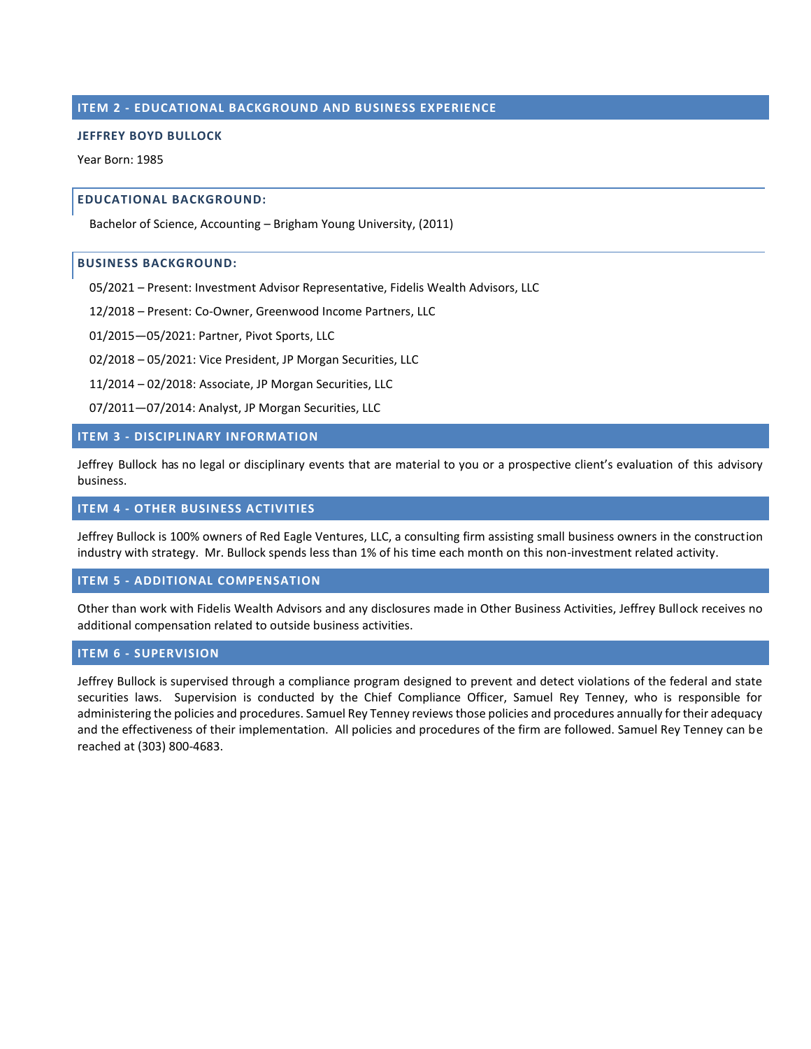## ITEM 2 - EDUCATIONAL BACKGROUND AND BUSINESS EXPERIENCE

**JEFFREY BOYD BULLOCK**

Year Born: 1985

### EDUCATIONAL BACKGROUND:

Bachelor of Science, Accounting – Brigham Young University, (2011)

### BUSINESS BACKGROUND:

05/2021 – Present: Investment Advisor Representative, Fidelis Wealth Advisors, LLC

12/2018 – Present: Co-Owner, Greenwood Income Partners, LLC

01/2015—05/2021: Partner, Pivot Sports, LLC

02/2018 – 05/2021: Vice President, JP Morgan Securities, LLC

11/2014 – 02/2018: Associate, JP Morgan Securities, LLC

07/2011—07/2014: Analyst, JP Morgan Securities, LLC

## ITEM 3 - DISCIPLINARY INFORMATION

Jeffrey Bullock has no legal or disciplinary events that are material to you or a prospective client's evaluation of this advisory business.

## ITEM 4 - OTHER BUSINESS ACTIVITIES

Jeffrey Bullock is 100% owners of Red Eagle Ventures, LLC, a consulting firm assisting small business owners in the construction industry with strategy. Mr. Bullock spends less than 1% of his time each month on this non-investment related activity.

## ITEM 5 - ADDITIONAL COMPENSATION

Other than work with Fidelis Wealth Advisors and any disclosures made in Other Business Activities, Jeffrey Bullock receives no additional compensation related to outside business activities.

## ITEM 6 - SUPERVISION

Jeffrey Bullock is supervised through a compliance program designed to prevent and detect violations of the federal and state securities laws. Supervision is conducted by the Chief Compliance Officer, Samuel Rey Tenney, who is responsible for administering the policies and procedures. Samuel Rey Tenney reviews those policies and procedures annually for their adequacy and the effectiveness of their implementation. All policies and procedures of the firm are followed. Samuel Rey Tenney can be reached at (303) 800-4683.